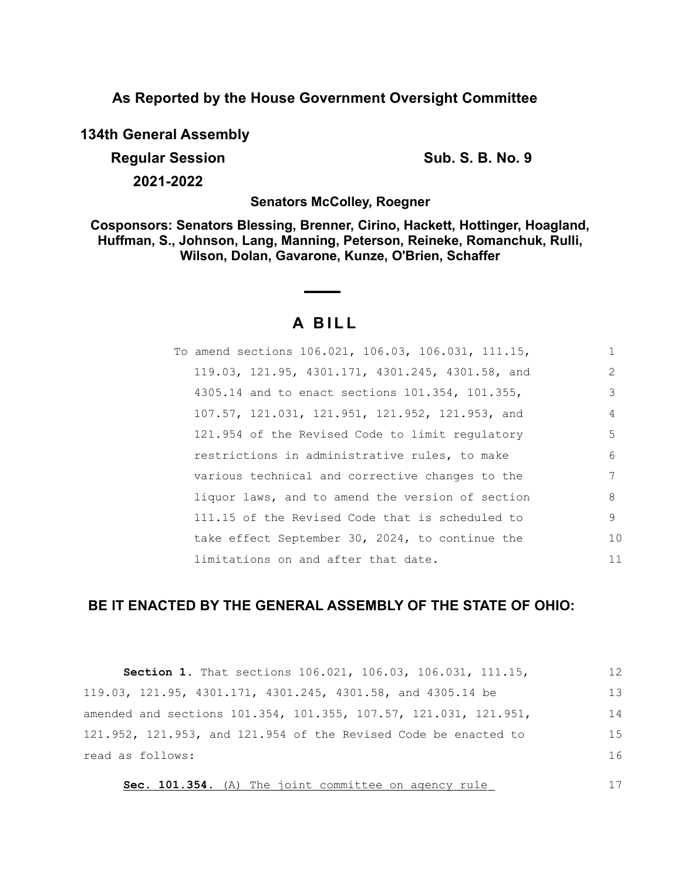**As Reported by the House Government Oversight Committee**

**134th General Assembly**

**Regular Session** **Sub. S. B. No. 9**

**2021-2022**

**Senators McColley, Roegner**

**Cosponsors: Senators Blessing, Brenner, Cirino, Hackett, Hottinger, Hoagland, Huffman, S., Johnson, Lang, Manning, Peterson, Reineke, Romanchuk, Rulli, Wilson, Dolan, Gavarone, Kunze, O'Brien, Schaffer**

# A BILL

To amend sections 106.021, 106.03, 106.031, 111.15, 119.03, 121.95, 4301.171, 4301.245, 4301.58, and 4305.14 and to enact sections 101.354, 101.355, 107.57, 121.031, 121.951, 121.952, 121.953, and 121.954 of the Revised Code to limit regulatory restrictions in administrative rules, to make various technical and corrective changes to the liquor laws, and to amend the version of section 111.15 of the Revised Code that is scheduled to take effect September 30, 2024, to continue the limitations on and after that date.

**BE IT ENACTED BY THE GENERAL ASSEMBLY OF THE STATE OF OHIO:**

**Section 1.** That sections 106.021, 106.03, 106.031, 111.15, 119.03, 121.95, 4301.171, 4301.245, 4301.58, and 4305.14 be amended and sections 101.354, 101.355, 107.57, 121.031, 121.951, 121.952, 121.953, and 121.954 of the Revised Code be enacted to read as follows:

**Sec. 101.354.** (A) The joint committee on agency rule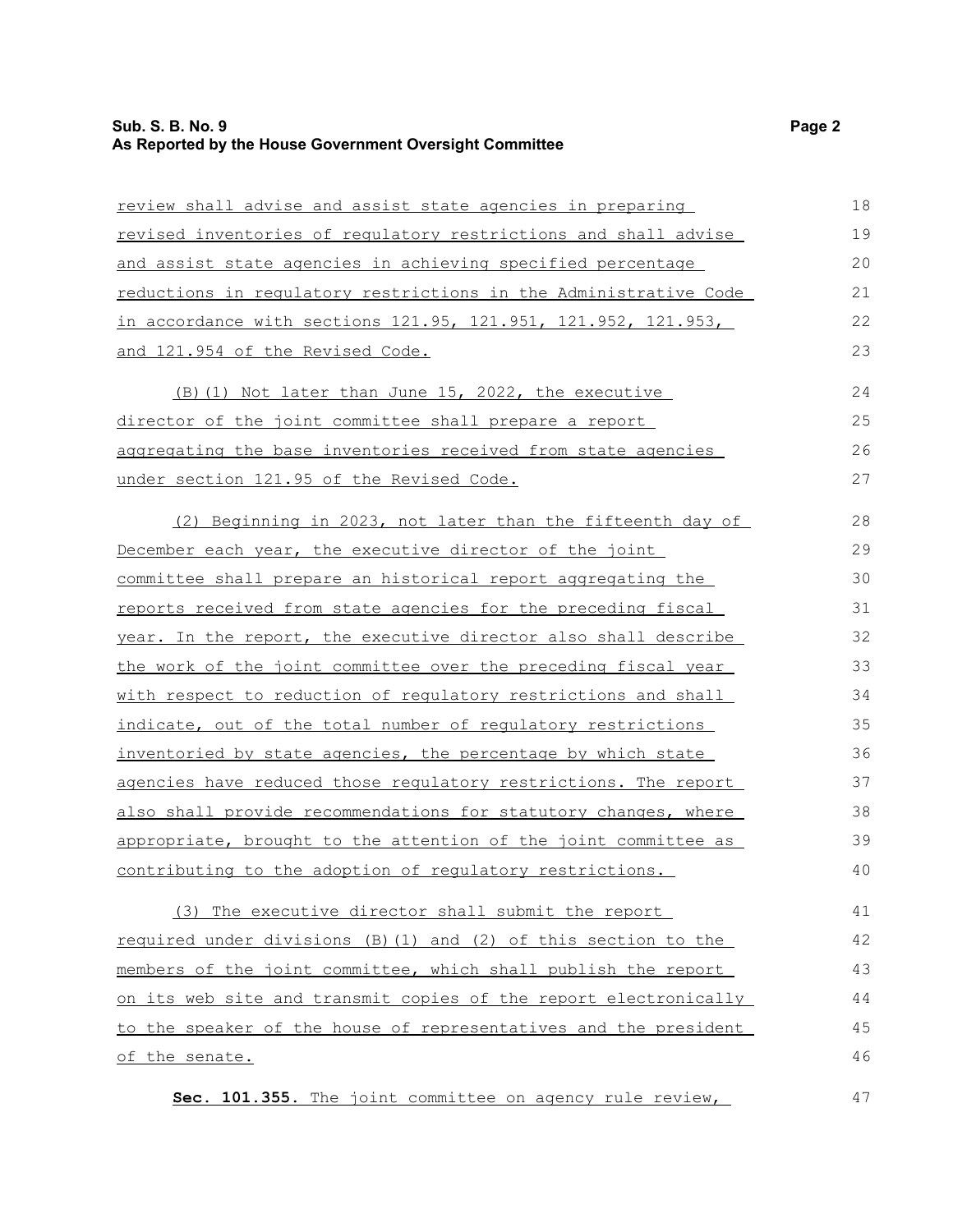review shall advise and assist state agencies in preparing revised inventories of regulatory restrictions and shall advise and assist state agencies in achieving specified percentage reductions in regulatory restrictions in the Administrative Code in accordance with sections 121.95, 121.951, 121.952, 121.953, and 121.954 of the Revised Code.

(B)(1) Not later than June 15, 2022, the executive director of the joint committee shall prepare a report aggregating the base inventories received from state agencies under section 121.95 of the Revised Code.

(2) Beginning in 2023, not later than the fifteenth day of December each year, the executive director of the joint committee shall prepare an historical report aggregating the reports received from state agencies for the preceding fiscal year. In the report, the executive director also shall describe the work of the joint committee over the preceding fiscal year with respect to reduction of regulatory restrictions and shall indicate, out of the total number of regulatory restrictions inventoried by state agencies, the percentage by which state agencies have reduced those regulatory restrictions. The report also shall provide recommendations for statutory changes, where appropriate, brought to the attention of the joint committee as contributing to the adoption of regulatory restrictions.

(3) The executive director shall submit the report required under divisions (B)(1) and (2) of this section to the members of the joint committee, which shall publish the report on its web site and transmit copies of the report electronically to the speaker of the house of representatives and the president of the senate.

**Sec. 101.355.** The joint committee on agency rule review,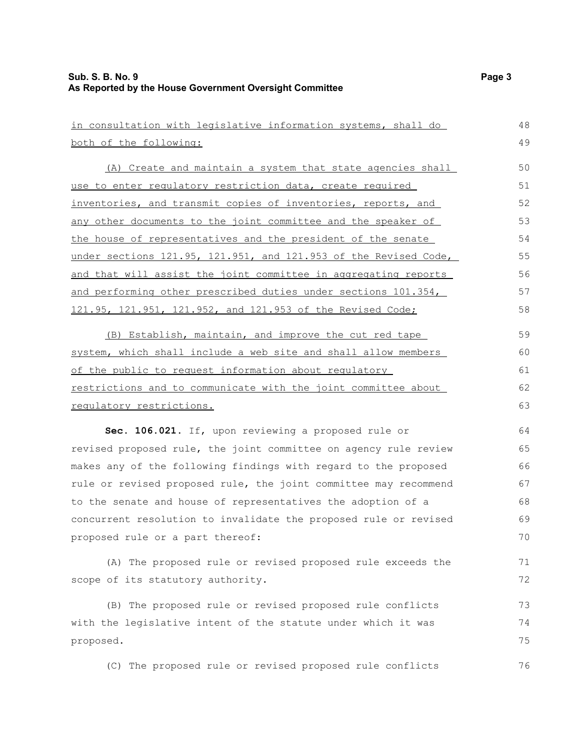in consultation with legislative information systems, shall do both of the following:

(A) Create and maintain a system that state agencies shall use to enter regulatory restriction data, create required inventories, and transmit copies of inventories, reports, and any other documents to the joint committee and the speaker of the house of representatives and the president of the senate under sections 121.95, 121.951, and 121.953 of the Revised Code, and that will assist the joint committee in aggregating reports and performing other prescribed duties under sections 101.354, 121.95, 121.951, 121.952, and 121.953 of the Revised Code;

(B) Establish, maintain, and improve the cut red tape system, which shall include a web site and shall allow members of the public to request information about regulatory restrictions and to communicate with the joint committee about regulatory restrictions.

**Sec. 106.021.** If, upon reviewing a proposed rule or revised proposed rule, the joint committee on agency rule review makes any of the following findings with regard to the proposed rule or revised proposed rule, the joint committee may recommend to the senate and house of representatives the adoption of a concurrent resolution to invalidate the proposed rule or revised proposed rule or a part thereof:

(A) The proposed rule or revised proposed rule exceeds the scope of its statutory authority.

(B) The proposed rule or revised proposed rule conflicts with the legislative intent of the statute under which it was proposed.

(C) The proposed rule or revised proposed rule conflicts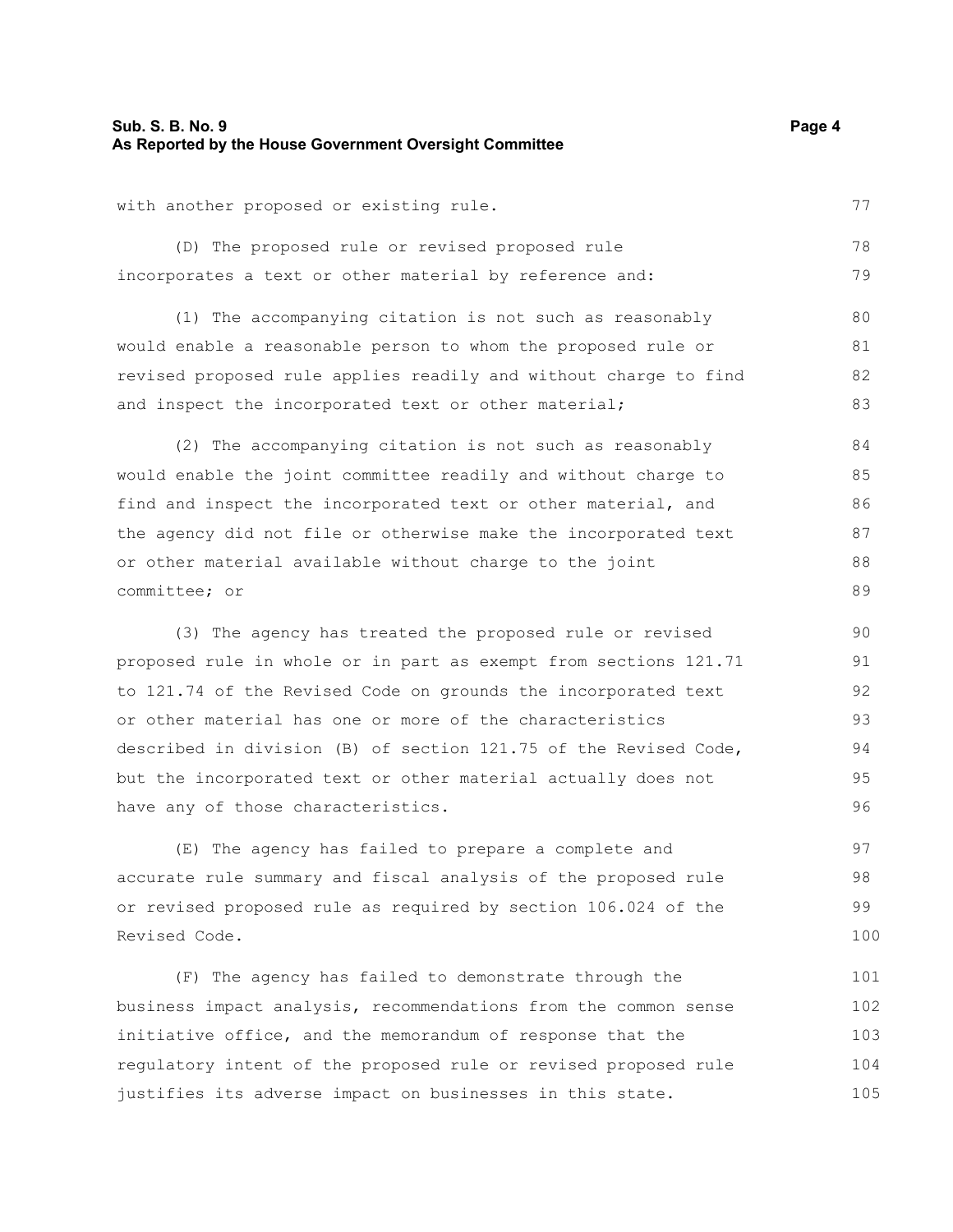with another proposed or existing rule.

(D) The proposed rule or revised proposed rule incorporates a text or other material by reference and:

(1) The accompanying citation is not such as reasonably would enable a reasonable person to whom the proposed rule or revised proposed rule applies readily and without charge to find and inspect the incorporated text or other material;

(2) The accompanying citation is not such as reasonably would enable the joint committee readily and without charge to find and inspect the incorporated text or other material, and the agency did not file or otherwise make the incorporated text or other material available without charge to the joint committee; or

(3) The agency has treated the proposed rule or revised proposed rule in whole or in part as exempt from sections 121.71 to 121.74 of the Revised Code on grounds the incorporated text or other material has one or more of the characteristics described in division (B) of section 121.75 of the Revised Code, but the incorporated text or other material actually does not have any of those characteristics.

(E) The agency has failed to prepare a complete and accurate rule summary and fiscal analysis of the proposed rule or revised proposed rule as required by section 106.024 of the Revised Code.

(F) The agency has failed to demonstrate through the business impact analysis, recommendations from the common sense initiative office, and the memorandum of response that the regulatory intent of the proposed rule or revised proposed rule justifies its adverse impact on businesses in this state.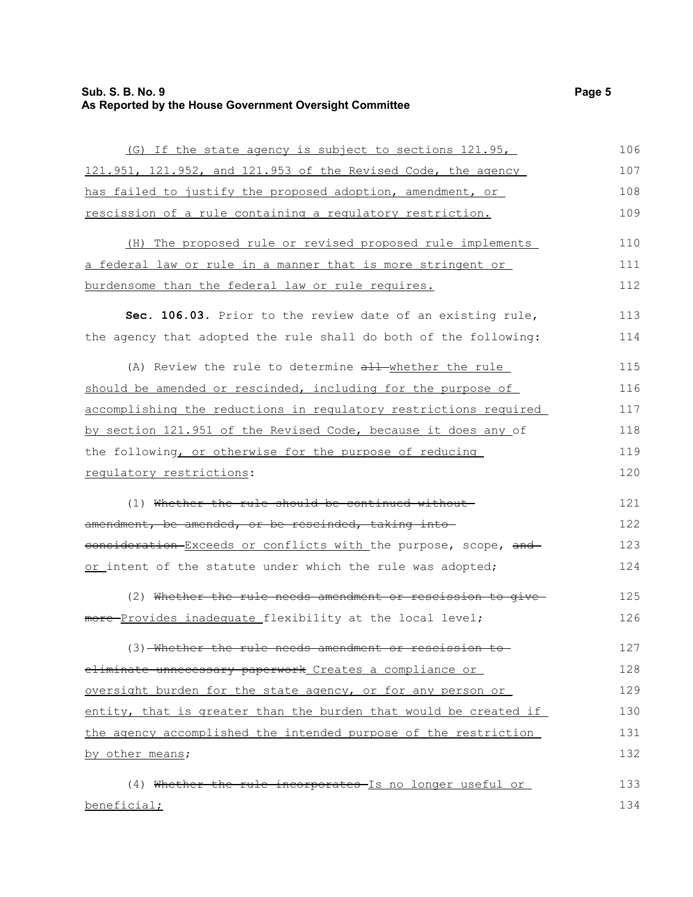(G) If the state agency is subject to sections 121.95, 121.951, 121.952, and 121.953 of the Revised Code, the agency has failed to justify the proposed adoption, amendment, or rescission of a rule containing a regulatory restriction.

(H) The proposed rule or revised proposed rule implements a federal law or rule in a manner that is more stringent or burdensome than the federal law or rule requires.

**Sec. 106.03.** Prior to the review date of an existing rule, the agency that adopted the rule shall do both of the following:

(A) Review the rule to determine ~~all~~ whether the rule should be amended or rescinded, including for the purpose of accomplishing the reductions in regulatory restrictions required by section 121.951 of the Revised Code, because it does any of the following, or otherwise for the purpose of reducing regulatory restrictions:

(1) ~~Whether the rule should be continued without amendment, be amended, or be rescinded, taking into consideration~~ Exceeds or conflicts with the purpose, scope, ~~and~~ or intent of the statute under which the rule was adopted;

(2) ~~Whether the rule needs amendment or rescission to give more~~ Provides inadequate flexibility at the local level;

(3) ~~Whether the rule needs amendment or rescission to eliminate unnecessary paperwork~~ Creates a compliance or oversight burden for the state agency, or for any person or entity, that is greater than the burden that would be created if the agency accomplished the intended purpose of the restriction by other means;

(4) ~~Whether the rule incorporates~~ Is no longer useful or beneficial;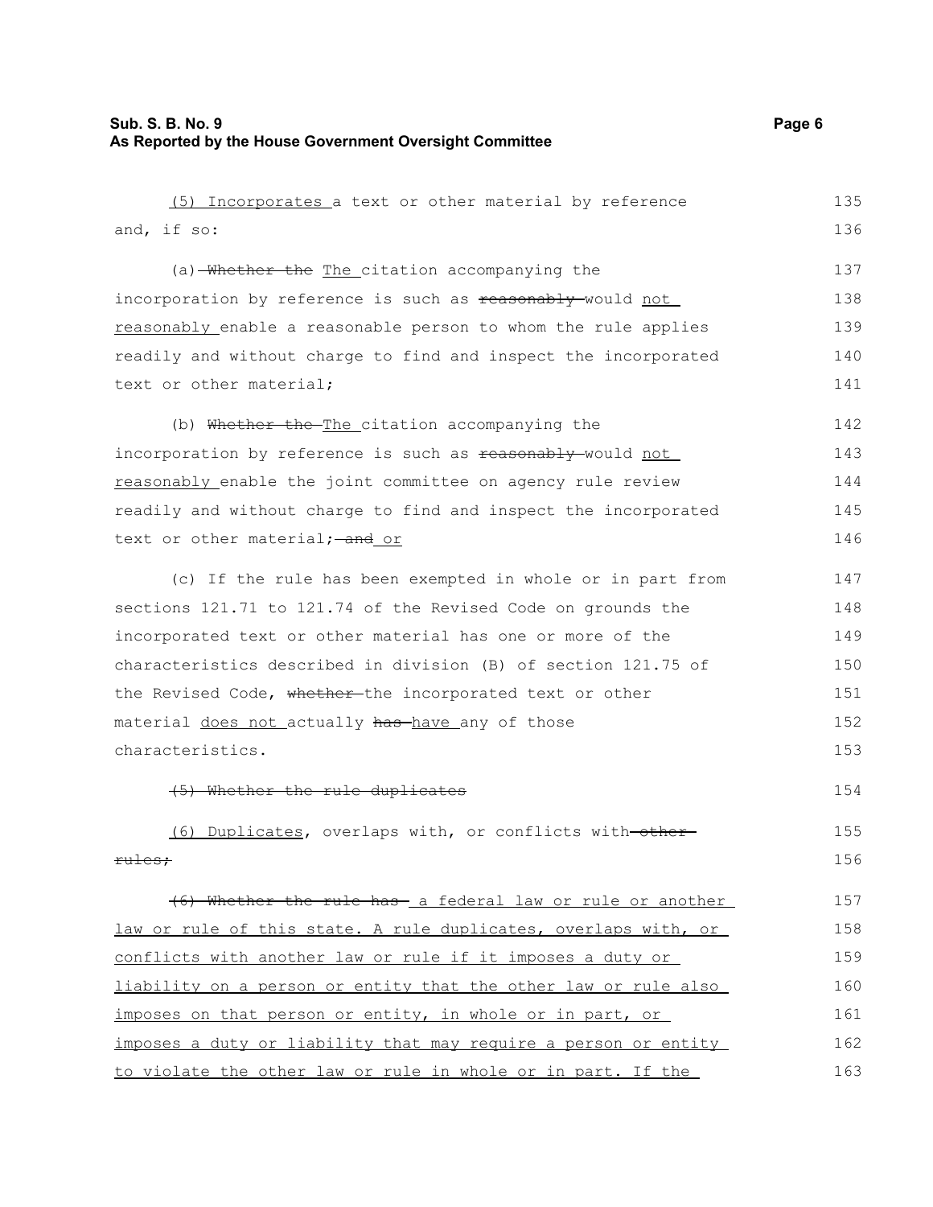(5) Incorporates a text or other material by reference and, if so:

(a) ~~Whether the~~ The citation accompanying the incorporation by reference is such as ~~reasonably~~ would not reasonably enable a reasonable person to whom the rule applies readily and without charge to find and inspect the incorporated text or other material;

(b) ~~Whether the~~ The citation accompanying the incorporation by reference is such as ~~reasonably~~ would not reasonably enable the joint committee on agency rule review readily and without charge to find and inspect the incorporated text or other material; ~~and~~ or

(c) If the rule has been exempted in whole or in part from sections 121.71 to 121.74 of the Revised Code on grounds the incorporated text or other material has one or more of the characteristics described in division (B) of section 121.75 of the Revised Code, ~~whether~~ the incorporated text or other material does not actually ~~has~~ have any of those characteristics.

~~(5) Whether the rule duplicates~~

(6) Duplicates, overlaps with, or conflicts with ~~other rules;~~

~~(6) Whether the rule has~~ a federal law or rule or another law or rule of this state. A rule duplicates, overlaps with, or conflicts with another law or rule if it imposes a duty or liability on a person or entity that the other law or rule also imposes on that person or entity, in whole or in part, or imposes a duty or liability that may require a person or entity to violate the other law or rule in whole or in part. If the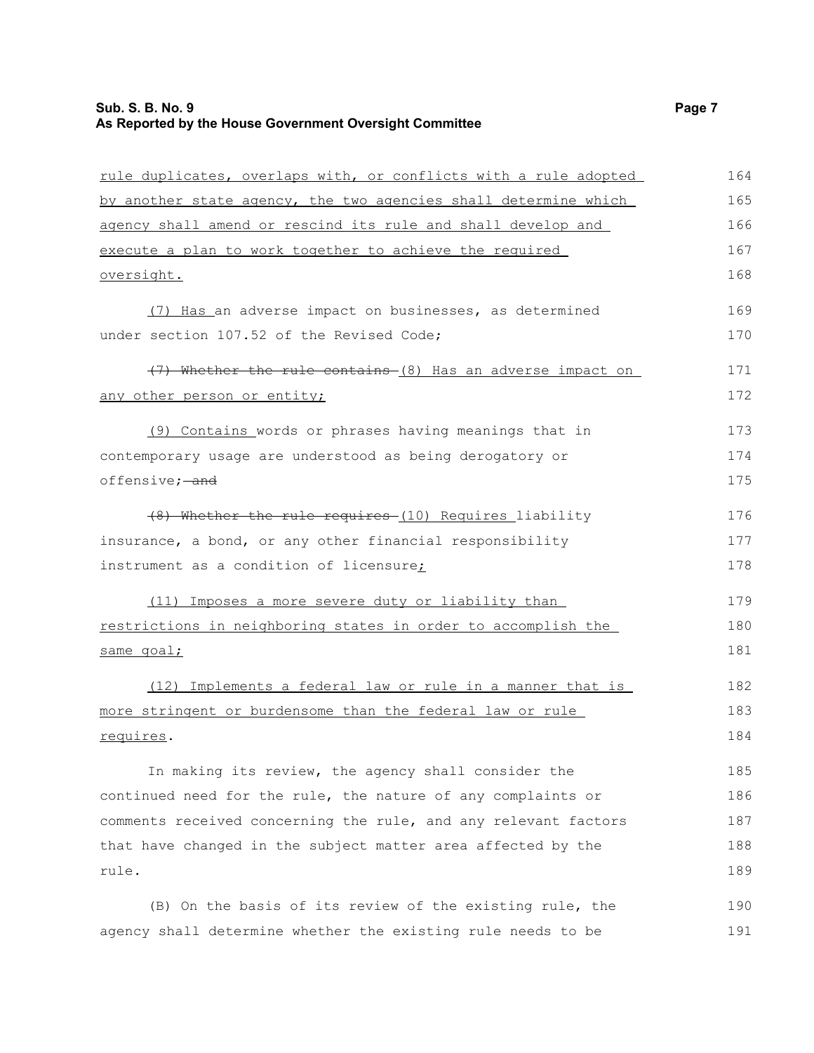rule duplicates, overlaps with, or conflicts with a rule adopted by another state agency, the two agencies shall determine which agency shall amend or rescind its rule and shall develop and execute a plan to work together to achieve the required oversight.

(7) Has an adverse impact on businesses, as determined under section 107.52 of the Revised Code;

~~(7) Whether the rule contains~~ (8) Has an adverse impact on any other person or entity;

(9) Contains words or phrases having meanings that in contemporary usage are understood as being derogatory or offensive; ~~and~~

~~(8) Whether the rule requires~~ (10) Requires liability insurance, a bond, or any other financial responsibility instrument as a condition of licensure;

(11) Imposes a more severe duty or liability than restrictions in neighboring states in order to accomplish the same goal;

(12) Implements a federal law or rule in a manner that is more stringent or burdensome than the federal law or rule requires.

In making its review, the agency shall consider the continued need for the rule, the nature of any complaints or comments received concerning the rule, and any relevant factors that have changed in the subject matter area affected by the rule.

(B) On the basis of its review of the existing rule, the agency shall determine whether the existing rule needs to be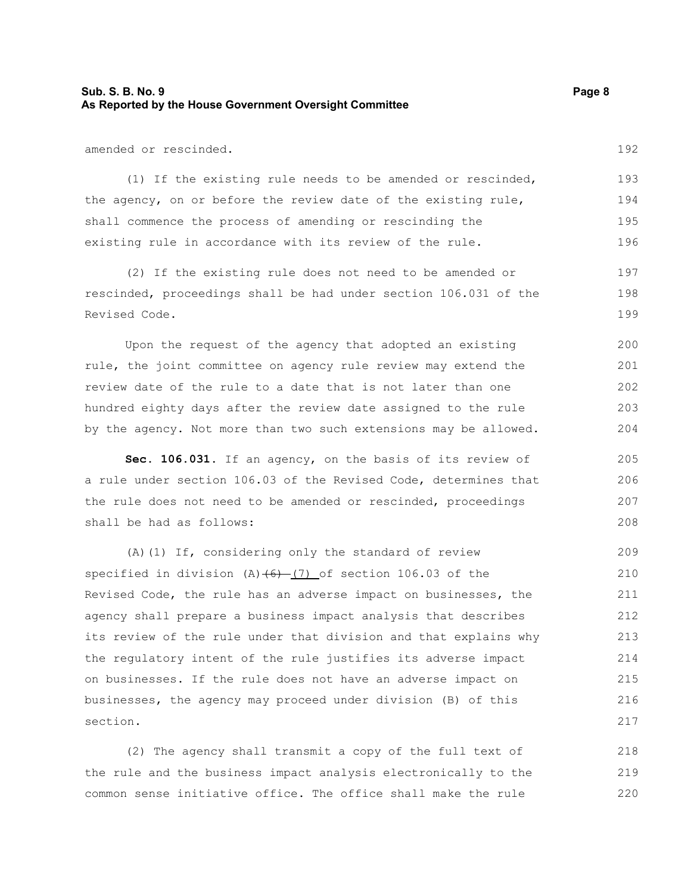amended or rescinded.

(1) If the existing rule needs to be amended or rescinded, the agency, on or before the review date of the existing rule, shall commence the process of amending or rescinding the existing rule in accordance with its review of the rule.

(2) If the existing rule does not need to be amended or rescinded, proceedings shall be had under section 106.031 of the Revised Code.

Upon the request of the agency that adopted an existing rule, the joint committee on agency rule review may extend the review date of the rule to a date that is not later than one hundred eighty days after the review date assigned to the rule by the agency. Not more than two such extensions may be allowed.

**Sec. 106.031.** If an agency, on the basis of its review of a rule under section 106.03 of the Revised Code, determines that the rule does not need to be amended or rescinded, proceedings shall be had as follows:

(A)(1) If, considering only the standard of review specified in division (A)~~(6)~~ (7) of section 106.03 of the Revised Code, the rule has an adverse impact on businesses, the agency shall prepare a business impact analysis that describes its review of the rule under that division and that explains why the regulatory intent of the rule justifies its adverse impact on businesses. If the rule does not have an adverse impact on businesses, the agency may proceed under division (B) of this section.

(2) The agency shall transmit a copy of the full text of the rule and the business impact analysis electronically to the common sense initiative office. The office shall make the rule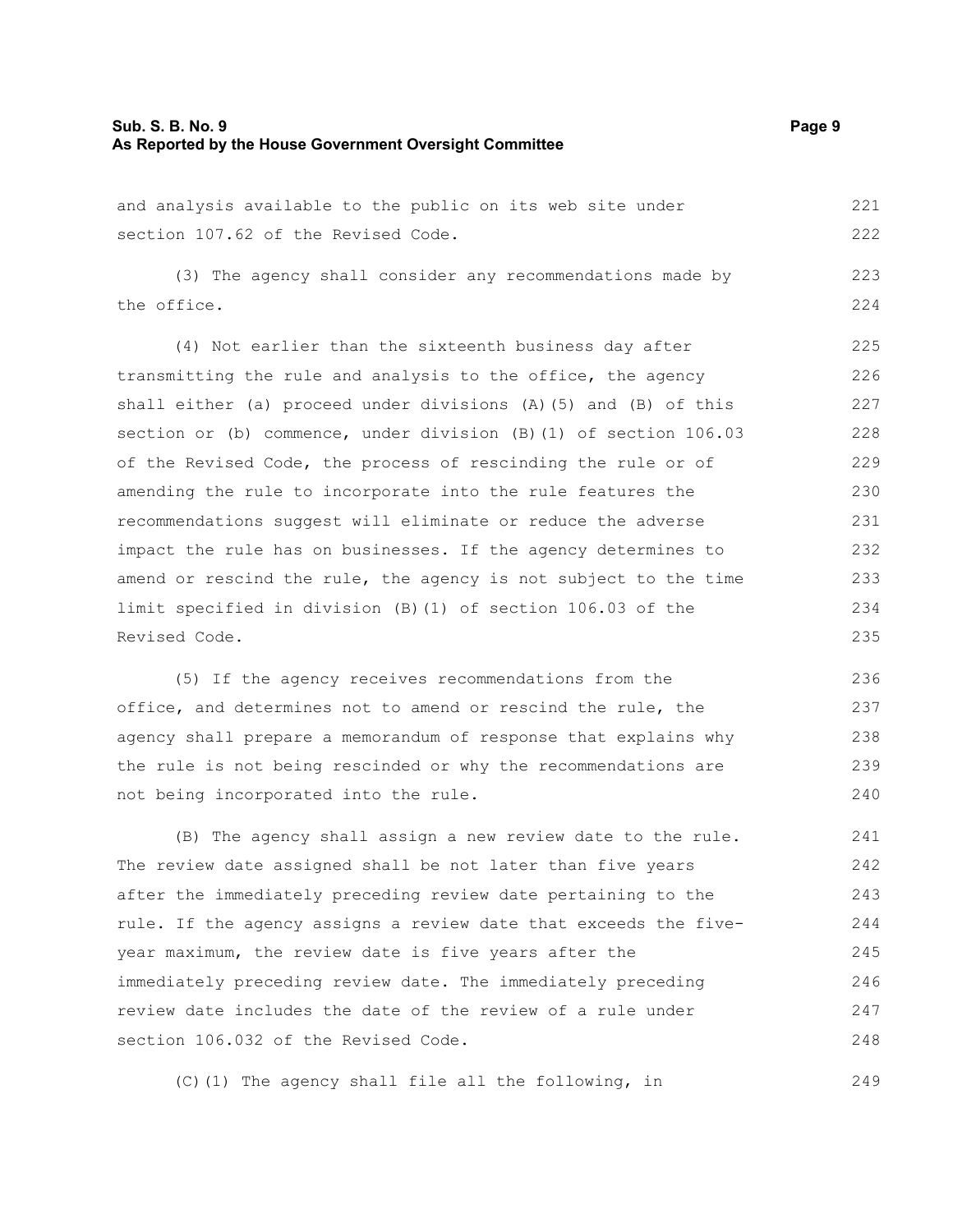and analysis available to the public on its web site under section 107.62 of the Revised Code.

(3) The agency shall consider any recommendations made by the office.

(4) Not earlier than the sixteenth business day after transmitting the rule and analysis to the office, the agency shall either (a) proceed under divisions (A)(5) and (B) of this section or (b) commence, under division (B)(1) of section 106.03 of the Revised Code, the process of rescinding the rule or of amending the rule to incorporate into the rule features the recommendations suggest will eliminate or reduce the adverse impact the rule has on businesses. If the agency determines to amend or rescind the rule, the agency is not subject to the time limit specified in division (B)(1) of section 106.03 of the Revised Code.

(5) If the agency receives recommendations from the office, and determines not to amend or rescind the rule, the agency shall prepare a memorandum of response that explains why the rule is not being rescinded or why the recommendations are not being incorporated into the rule.

(B) The agency shall assign a new review date to the rule. The review date assigned shall be not later than five years after the immediately preceding review date pertaining to the rule. If the agency assigns a review date that exceeds the five-year maximum, the review date is five years after the immediately preceding review date. The immediately preceding review date includes the date of the review of a rule under section 106.032 of the Revised Code.

(C)(1) The agency shall file all the following, in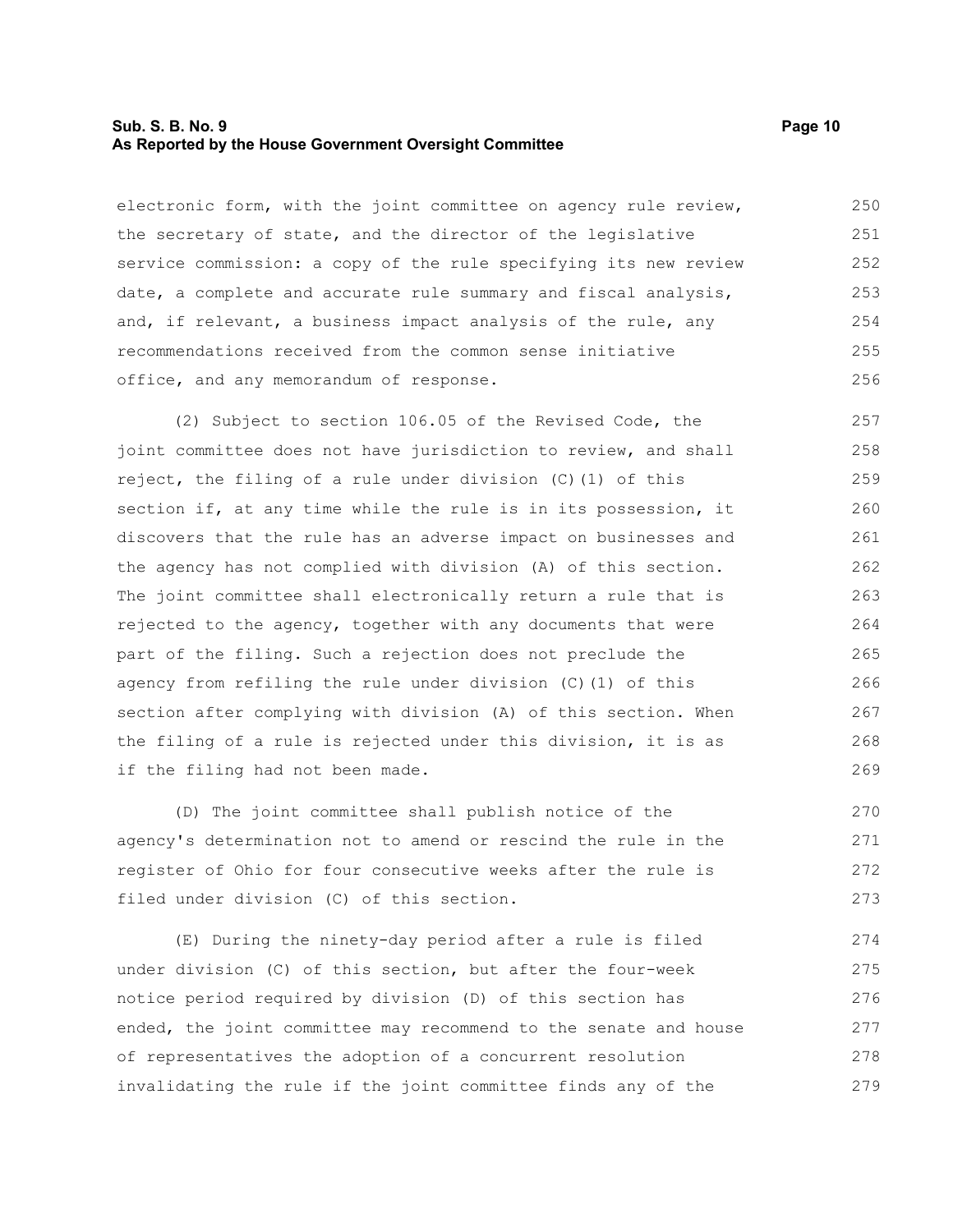electronic form, with the joint committee on agency rule review, the secretary of state, and the director of the legislative service commission: a copy of the rule specifying its new review date, a complete and accurate rule summary and fiscal analysis, and, if relevant, a business impact analysis of the rule, any recommendations received from the common sense initiative office, and any memorandum of response.

(2) Subject to section 106.05 of the Revised Code, the joint committee does not have jurisdiction to review, and shall reject, the filing of a rule under division (C)(1) of this section if, at any time while the rule is in its possession, it discovers that the rule has an adverse impact on businesses and the agency has not complied with division (A) of this section. The joint committee shall electronically return a rule that is rejected to the agency, together with any documents that were part of the filing. Such a rejection does not preclude the agency from refiling the rule under division (C)(1) of this section after complying with division (A) of this section. When the filing of a rule is rejected under this division, it is as if the filing had not been made.

(D) The joint committee shall publish notice of the agency's determination not to amend or rescind the rule in the register of Ohio for four consecutive weeks after the rule is filed under division (C) of this section.

(E) During the ninety-day period after a rule is filed under division (C) of this section, but after the four-week notice period required by division (D) of this section has ended, the joint committee may recommend to the senate and house of representatives the adoption of a concurrent resolution invalidating the rule if the joint committee finds any of the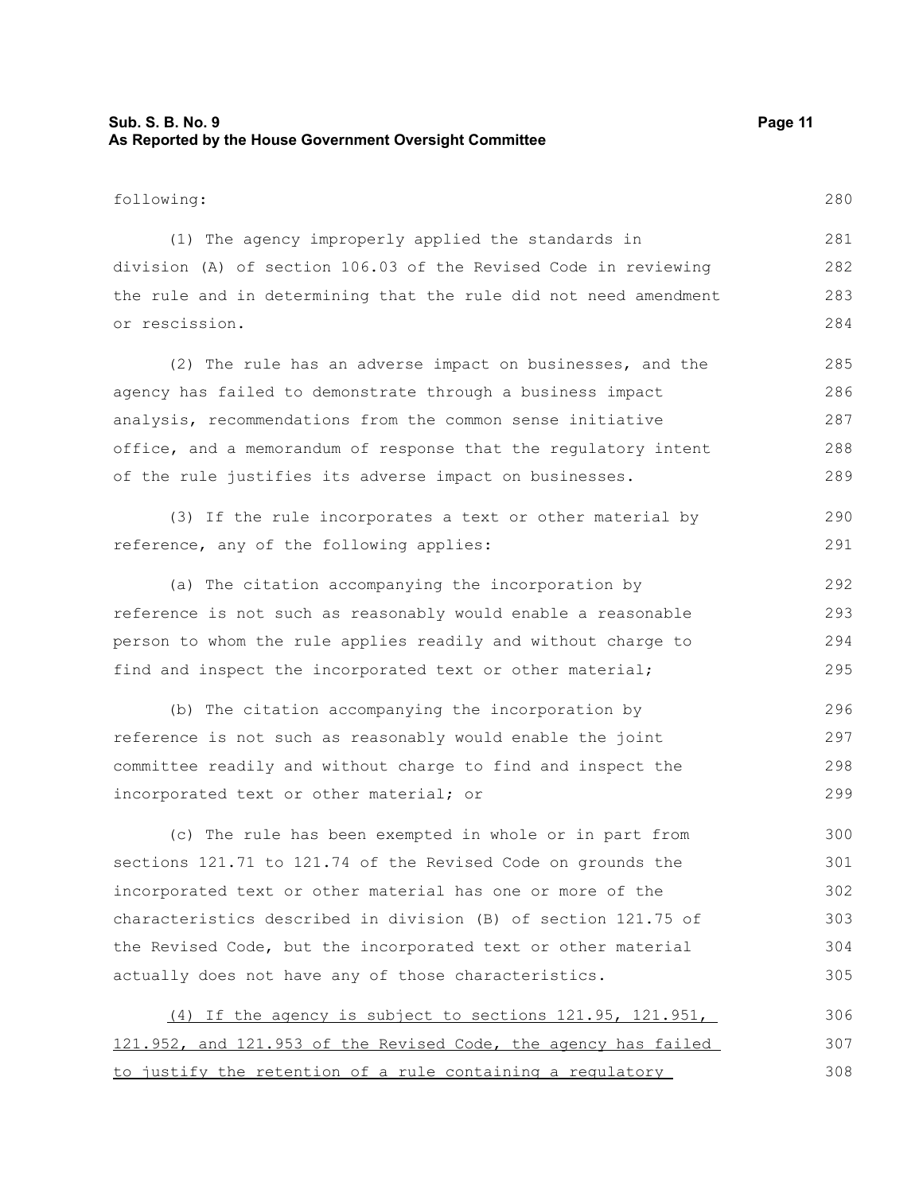following:

(1) The agency improperly applied the standards in division (A) of section 106.03 of the Revised Code in reviewing the rule and in determining that the rule did not need amendment or rescission.

(2) The rule has an adverse impact on businesses, and the agency has failed to demonstrate through a business impact analysis, recommendations from the common sense initiative office, and a memorandum of response that the regulatory intent of the rule justifies its adverse impact on businesses.

(3) If the rule incorporates a text or other material by reference, any of the following applies:

(a) The citation accompanying the incorporation by reference is not such as reasonably would enable a reasonable person to whom the rule applies readily and without charge to find and inspect the incorporated text or other material;

(b) The citation accompanying the incorporation by reference is not such as reasonably would enable the joint committee readily and without charge to find and inspect the incorporated text or other material; or

(c) The rule has been exempted in whole or in part from sections 121.71 to 121.74 of the Revised Code on grounds the incorporated text or other material has one or more of the characteristics described in division (B) of section 121.75 of the Revised Code, but the incorporated text or other material actually does not have any of those characteristics.

<u>(4) If the agency is subject to sections 121.95, 121.951, 121.952, and 121.953 of the Revised Code, the agency has failed to justify the retention of a rule containing a regulatory</u>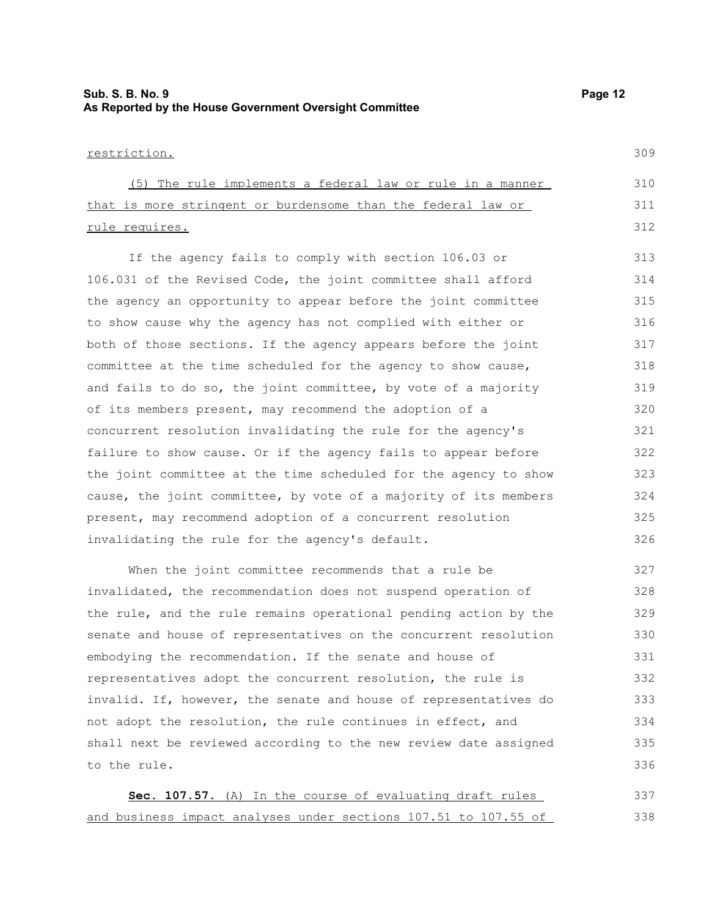restriction.

(5) The rule implements a federal law or rule in a manner that is more stringent or burdensome than the federal law or rule requires.

If the agency fails to comply with section 106.03 or 106.031 of the Revised Code, the joint committee shall afford the agency an opportunity to appear before the joint committee to show cause why the agency has not complied with either or both of those sections. If the agency appears before the joint committee at the time scheduled for the agency to show cause, and fails to do so, the joint committee, by vote of a majority of its members present, may recommend the adoption of a concurrent resolution invalidating the rule for the agency's failure to show cause. Or if the agency fails to appear before the joint committee at the time scheduled for the agency to show cause, the joint committee, by vote of a majority of its members present, may recommend adoption of a concurrent resolution invalidating the rule for the agency's default.

When the joint committee recommends that a rule be invalidated, the recommendation does not suspend operation of the rule, and the rule remains operational pending action by the senate and house of representatives on the concurrent resolution embodying the recommendation. If the senate and house of representatives adopt the concurrent resolution, the rule is invalid. If, however, the senate and house of representatives do not adopt the resolution, the rule continues in effect, and shall next be reviewed according to the new review date assigned to the rule.

**Sec. 107.57.** (A) In the course of evaluating draft rules and business impact analyses under sections 107.51 to 107.55 of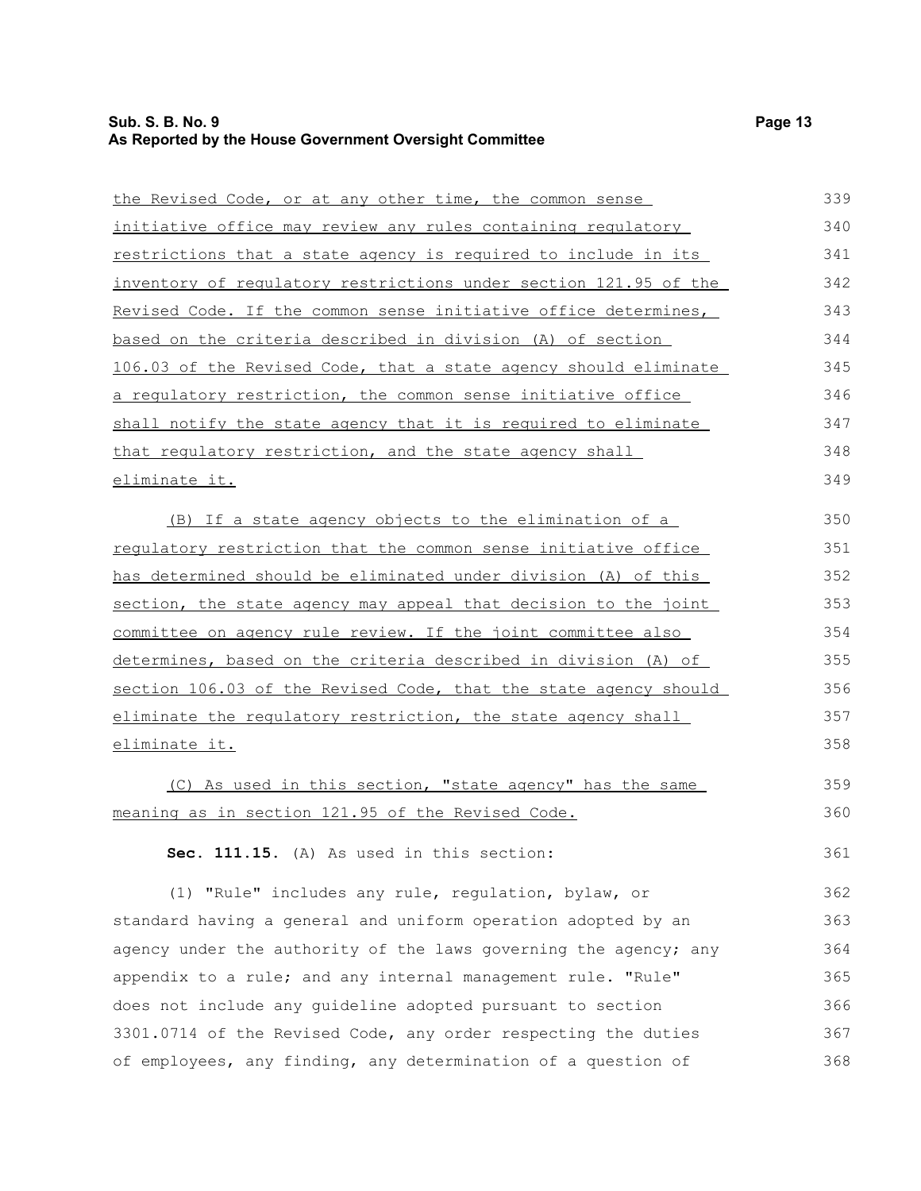the Revised Code, or at any other time, the common sense initiative office may review any rules containing regulatory restrictions that a state agency is required to include in its inventory of regulatory restrictions under section 121.95 of the Revised Code. If the common sense initiative office determines, based on the criteria described in division (A) of section 106.03 of the Revised Code, that a state agency should eliminate a regulatory restriction, the common sense initiative office shall notify the state agency that it is required to eliminate that regulatory restriction, and the state agency shall eliminate it.

(B) If a state agency objects to the elimination of a regulatory restriction that the common sense initiative office has determined should be eliminated under division (A) of this section, the state agency may appeal that decision to the joint committee on agency rule review. If the joint committee also determines, based on the criteria described in division (A) of section 106.03 of the Revised Code, that the state agency should eliminate the regulatory restriction, the state agency shall eliminate it.

(C) As used in this section, "state agency" has the same meaning as in section 121.95 of the Revised Code.

**Sec. 111.15.** (A) As used in this section:

(1) "Rule" includes any rule, regulation, bylaw, or standard having a general and uniform operation adopted by an agency under the authority of the laws governing the agency; any appendix to a rule; and any internal management rule. "Rule" does not include any guideline adopted pursuant to section 3301.0714 of the Revised Code, any order respecting the duties of employees, any finding, any determination of a question of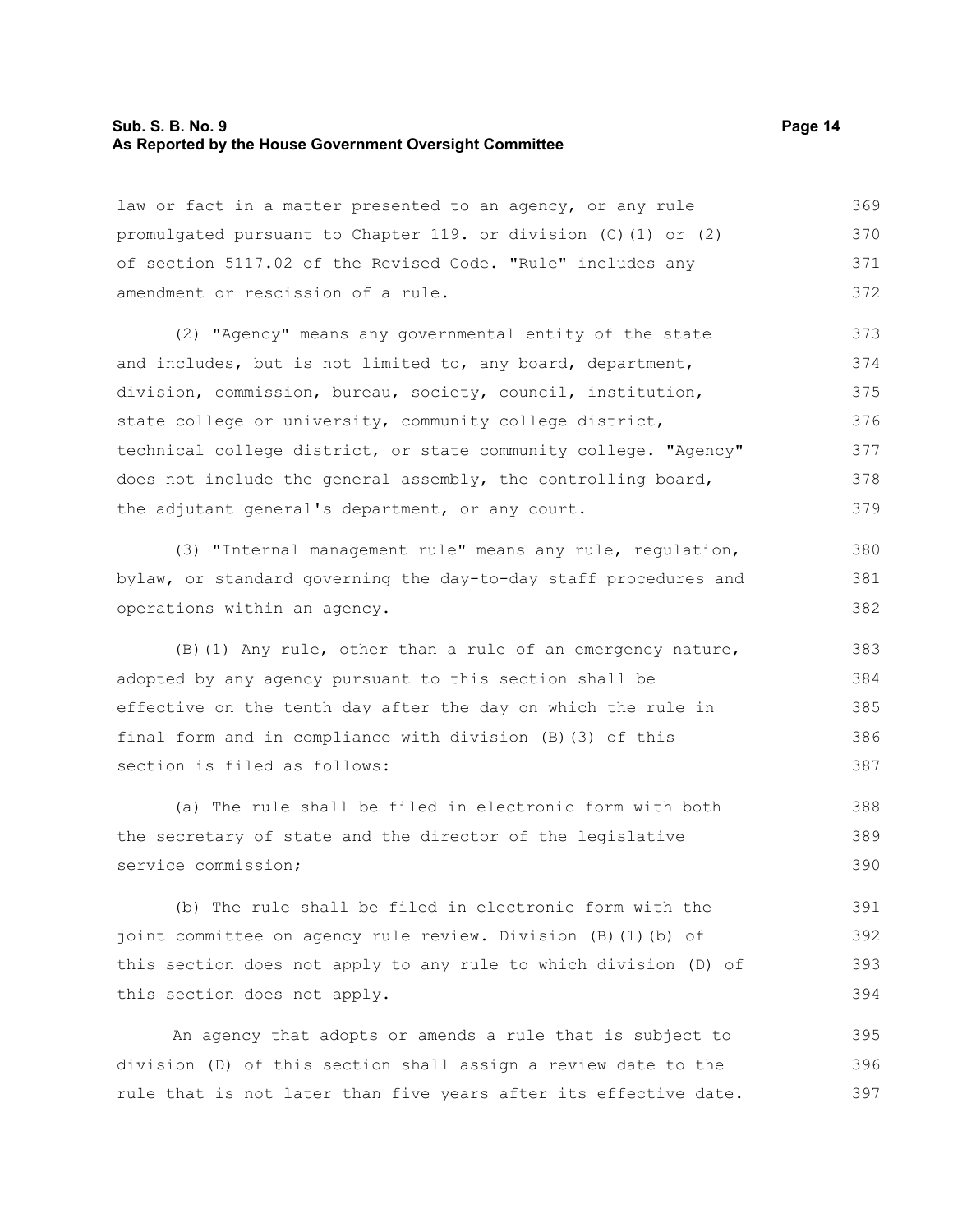law or fact in a matter presented to an agency, or any rule promulgated pursuant to Chapter 119. or division (C)(1) or (2) of section 5117.02 of the Revised Code. "Rule" includes any amendment or rescission of a rule.

(2) "Agency" means any governmental entity of the state and includes, but is not limited to, any board, department, division, commission, bureau, society, council, institution, state college or university, community college district, technical college district, or state community college. "Agency" does not include the general assembly, the controlling board, the adjutant general's department, or any court.

(3) "Internal management rule" means any rule, regulation, bylaw, or standard governing the day-to-day staff procedures and operations within an agency.

(B)(1) Any rule, other than a rule of an emergency nature, adopted by any agency pursuant to this section shall be effective on the tenth day after the day on which the rule in final form and in compliance with division (B)(3) of this section is filed as follows:

(a) The rule shall be filed in electronic form with both the secretary of state and the director of the legislative service commission;

(b) The rule shall be filed in electronic form with the joint committee on agency rule review. Division (B)(1)(b) of this section does not apply to any rule to which division (D) of this section does not apply.

An agency that adopts or amends a rule that is subject to division (D) of this section shall assign a review date to the rule that is not later than five years after its effective date.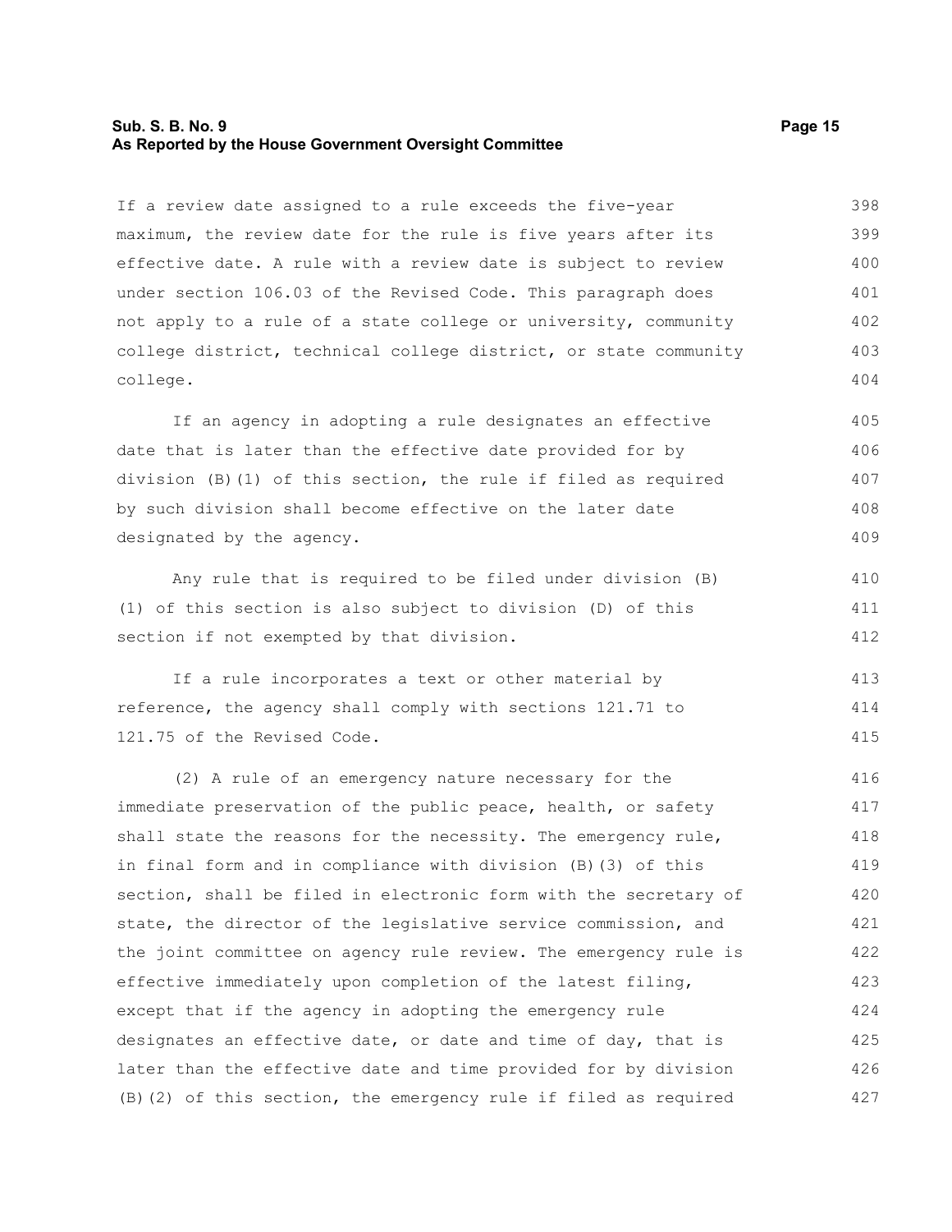If a review date assigned to a rule exceeds the five-year maximum, the review date for the rule is five years after its effective date. A rule with a review date is subject to review under section 106.03 of the Revised Code. This paragraph does not apply to a rule of a state college or university, community college district, technical college district, or state community college.

If an agency in adopting a rule designates an effective date that is later than the effective date provided for by division (B)(1) of this section, the rule if filed as required by such division shall become effective on the later date designated by the agency.

Any rule that is required to be filed under division (B)(1) of this section is also subject to division (D) of this section if not exempted by that division.

If a rule incorporates a text or other material by reference, the agency shall comply with sections 121.71 to 121.75 of the Revised Code.

(2) A rule of an emergency nature necessary for the immediate preservation of the public peace, health, or safety shall state the reasons for the necessity. The emergency rule, in final form and in compliance with division (B)(3) of this section, shall be filed in electronic form with the secretary of state, the director of the legislative service commission, and the joint committee on agency rule review. The emergency rule is effective immediately upon completion of the latest filing, except that if the agency in adopting the emergency rule designates an effective date, or date and time of day, that is later than the effective date and time provided for by division (B)(2) of this section, the emergency rule if filed as required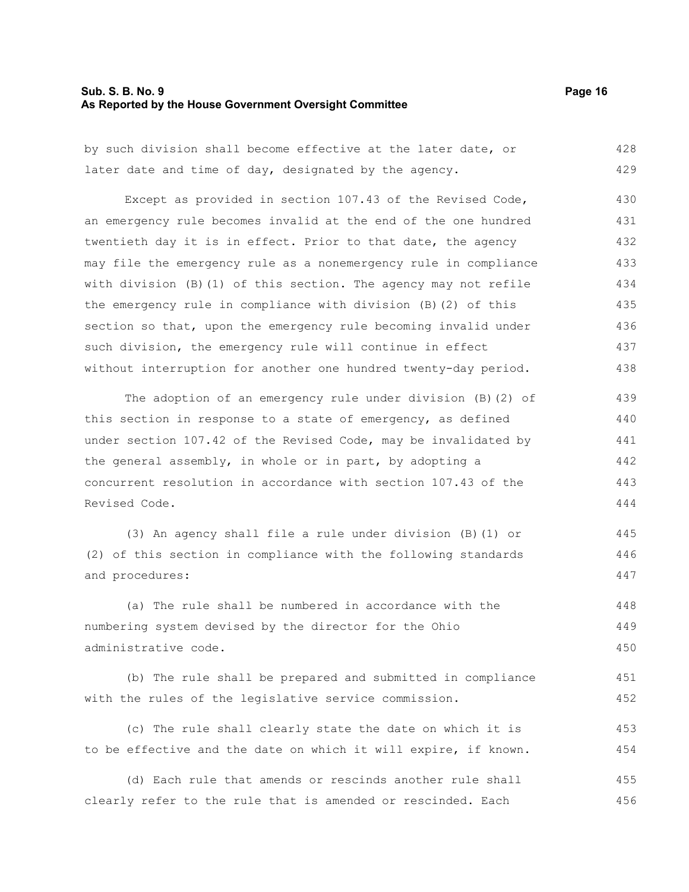by such division shall become effective at the later date, or later date and time of day, designated by the agency.

Except as provided in section 107.43 of the Revised Code, an emergency rule becomes invalid at the end of the one hundred twentieth day it is in effect. Prior to that date, the agency may file the emergency rule as a nonemergency rule in compliance with division (B)(1) of this section. The agency may not refile the emergency rule in compliance with division (B)(2) of this section so that, upon the emergency rule becoming invalid under such division, the emergency rule will continue in effect without interruption for another one hundred twenty-day period.

The adoption of an emergency rule under division (B)(2) of this section in response to a state of emergency, as defined under section 107.42 of the Revised Code, may be invalidated by the general assembly, in whole or in part, by adopting a concurrent resolution in accordance with section 107.43 of the Revised Code.

(3) An agency shall file a rule under division (B)(1) or (2) of this section in compliance with the following standards and procedures:

(a) The rule shall be numbered in accordance with the numbering system devised by the director for the Ohio administrative code.

(b) The rule shall be prepared and submitted in compliance with the rules of the legislative service commission.

(c) The rule shall clearly state the date on which it is to be effective and the date on which it will expire, if known.

(d) Each rule that amends or rescinds another rule shall clearly refer to the rule that is amended or rescinded. Each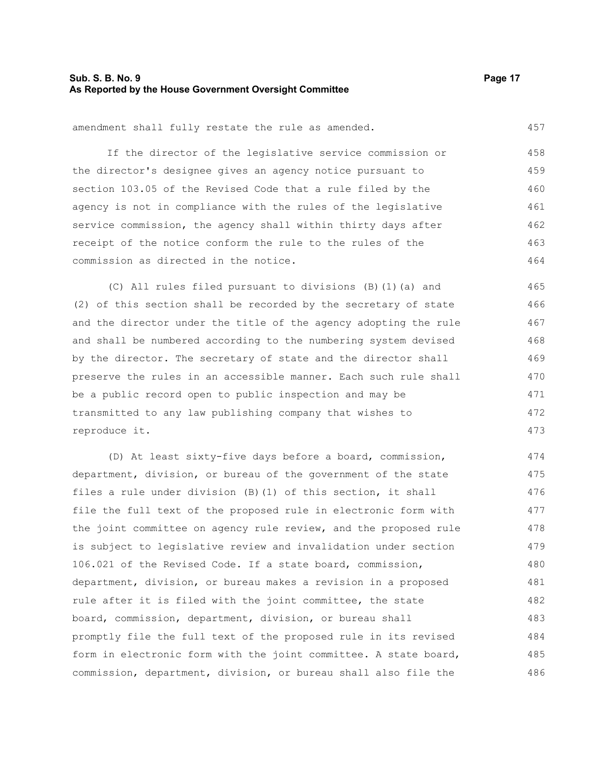amendment shall fully restate the rule as amended.

If the director of the legislative service commission or the director's designee gives an agency notice pursuant to section 103.05 of the Revised Code that a rule filed by the agency is not in compliance with the rules of the legislative service commission, the agency shall within thirty days after receipt of the notice conform the rule to the rules of the commission as directed in the notice.

(C) All rules filed pursuant to divisions (B)(1)(a) and (2) of this section shall be recorded by the secretary of state and the director under the title of the agency adopting the rule and shall be numbered according to the numbering system devised by the director. The secretary of state and the director shall preserve the rules in an accessible manner. Each such rule shall be a public record open to public inspection and may be transmitted to any law publishing company that wishes to reproduce it.

(D) At least sixty-five days before a board, commission, department, division, or bureau of the government of the state files a rule under division (B)(1) of this section, it shall file the full text of the proposed rule in electronic form with the joint committee on agency rule review, and the proposed rule is subject to legislative review and invalidation under section 106.021 of the Revised Code. If a state board, commission, department, division, or bureau makes a revision in a proposed rule after it is filed with the joint committee, the state board, commission, department, division, or bureau shall promptly file the full text of the proposed rule in its revised form in electronic form with the joint committee. A state board, commission, department, division, or bureau shall also file the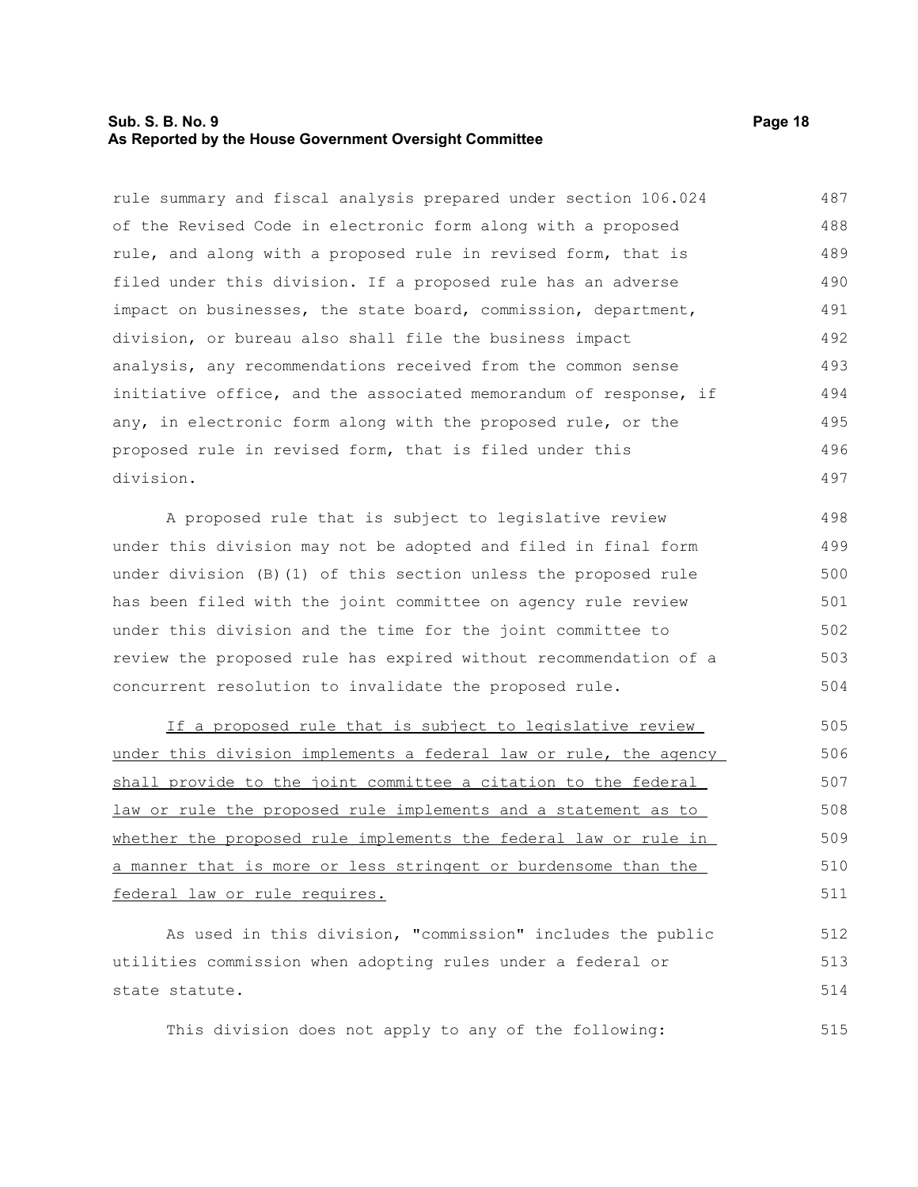rule summary and fiscal analysis prepared under section 106.024 of the Revised Code in electronic form along with a proposed rule, and along with a proposed rule in revised form, that is filed under this division. If a proposed rule has an adverse impact on businesses, the state board, commission, department, division, or bureau also shall file the business impact analysis, any recommendations received from the common sense initiative office, and the associated memorandum of response, if any, in electronic form along with the proposed rule, or the proposed rule in revised form, that is filed under this division.

A proposed rule that is subject to legislative review under this division may not be adopted and filed in final form under division (B)(1) of this section unless the proposed rule has been filed with the joint committee on agency rule review under this division and the time for the joint committee to review the proposed rule has expired without recommendation of a concurrent resolution to invalidate the proposed rule.

<u>If a proposed rule that is subject to legislative review under this division implements a federal law or rule, the agency shall provide to the joint committee a citation to the federal law or rule the proposed rule implements and a statement as to whether the proposed rule implements the federal law or rule in a manner that is more or less stringent or burdensome than the federal law or rule requires.</u>

As used in this division, "commission" includes the public utilities commission when adopting rules under a federal or state statute.

This division does not apply to any of the following: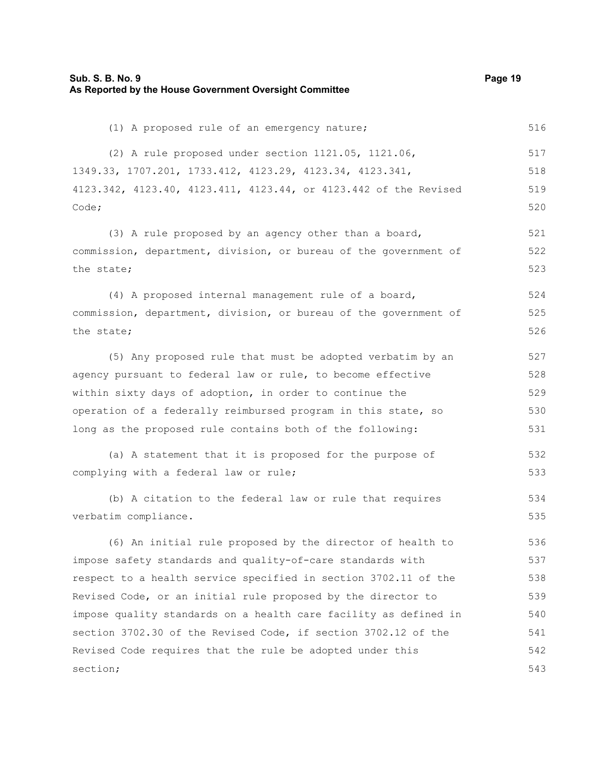(1) A proposed rule of an emergency nature;

(2) A rule proposed under section 1121.05, 1121.06, 1349.33, 1707.201, 1733.412, 4123.29, 4123.34, 4123.341, 4123.342, 4123.40, 4123.411, 4123.44, or 4123.442 of the Revised Code;

(3) A rule proposed by an agency other than a board, commission, department, division, or bureau of the government of the state;

(4) A proposed internal management rule of a board, commission, department, division, or bureau of the government of the state;

(5) Any proposed rule that must be adopted verbatim by an agency pursuant to federal law or rule, to become effective within sixty days of adoption, in order to continue the operation of a federally reimbursed program in this state, so long as the proposed rule contains both of the following:

(a) A statement that it is proposed for the purpose of complying with a federal law or rule;

(b) A citation to the federal law or rule that requires verbatim compliance.

(6) An initial rule proposed by the director of health to impose safety standards and quality-of-care standards with respect to a health service specified in section 3702.11 of the Revised Code, or an initial rule proposed by the director to impose quality standards on a health care facility as defined in section 3702.30 of the Revised Code, if section 3702.12 of the Revised Code requires that the rule be adopted under this section;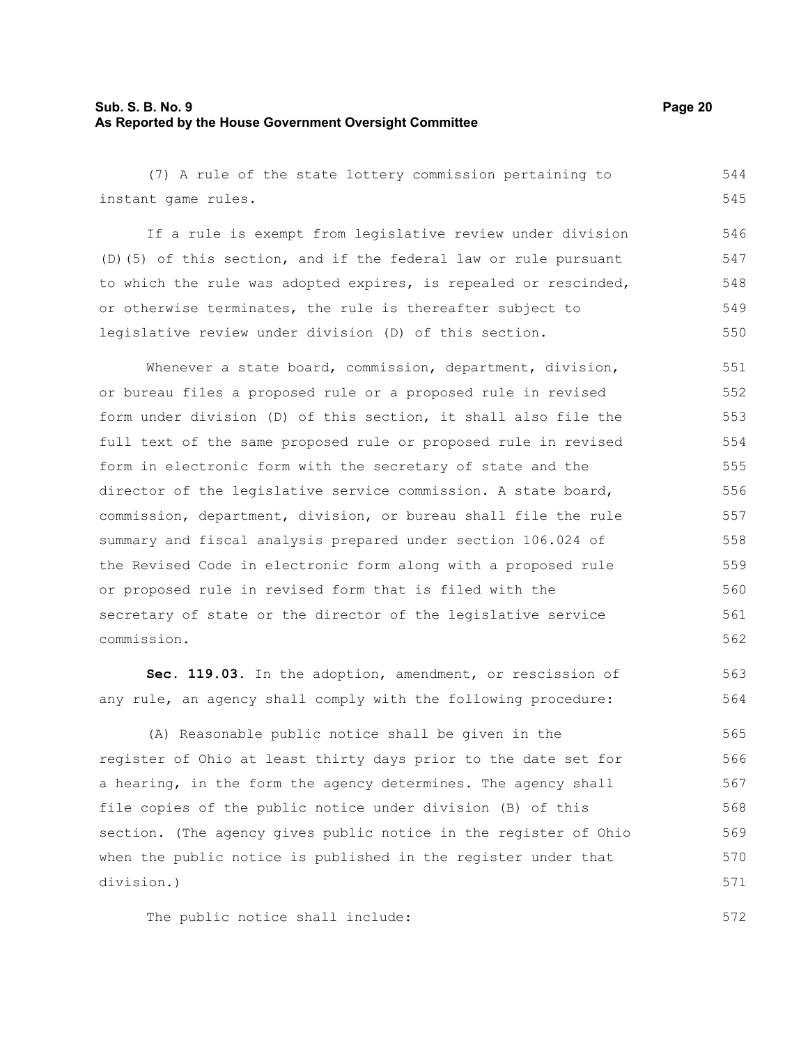(7) A rule of the state lottery commission pertaining to instant game rules.

If a rule is exempt from legislative review under division (D)(5) of this section, and if the federal law or rule pursuant to which the rule was adopted expires, is repealed or rescinded, or otherwise terminates, the rule is thereafter subject to legislative review under division (D) of this section.

Whenever a state board, commission, department, division, or bureau files a proposed rule or a proposed rule in revised form under division (D) of this section, it shall also file the full text of the same proposed rule or proposed rule in revised form in electronic form with the secretary of state and the director of the legislative service commission. A state board, commission, department, division, or bureau shall file the rule summary and fiscal analysis prepared under section 106.024 of the Revised Code in electronic form along with a proposed rule or proposed rule in revised form that is filed with the secretary of state or the director of the legislative service commission.

**Sec. 119.03.** In the adoption, amendment, or rescission of any rule, an agency shall comply with the following procedure:

(A) Reasonable public notice shall be given in the register of Ohio at least thirty days prior to the date set for a hearing, in the form the agency determines. The agency shall file copies of the public notice under division (B) of this section. (The agency gives public notice in the register of Ohio when the public notice is published in the register under that division.)

The public notice shall include: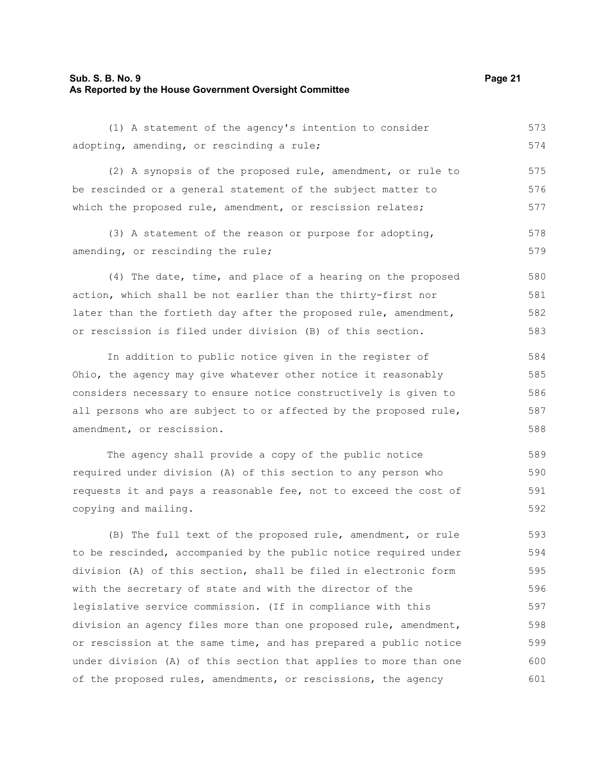(1) A statement of the agency's intention to consider adopting, amending, or rescinding a rule;

(2) A synopsis of the proposed rule, amendment, or rule to be rescinded or a general statement of the subject matter to which the proposed rule, amendment, or rescission relates;

(3) A statement of the reason or purpose for adopting, amending, or rescinding the rule;

(4) The date, time, and place of a hearing on the proposed action, which shall be not earlier than the thirty-first nor later than the fortieth day after the proposed rule, amendment, or rescission is filed under division (B) of this section.

In addition to public notice given in the register of Ohio, the agency may give whatever other notice it reasonably considers necessary to ensure notice constructively is given to all persons who are subject to or affected by the proposed rule, amendment, or rescission.

The agency shall provide a copy of the public notice required under division (A) of this section to any person who requests it and pays a reasonable fee, not to exceed the cost of copying and mailing.

(B) The full text of the proposed rule, amendment, or rule to be rescinded, accompanied by the public notice required under division (A) of this section, shall be filed in electronic form with the secretary of state and with the director of the legislative service commission. (If in compliance with this division an agency files more than one proposed rule, amendment, or rescission at the same time, and has prepared a public notice under division (A) of this section that applies to more than one of the proposed rules, amendments, or rescissions, the agency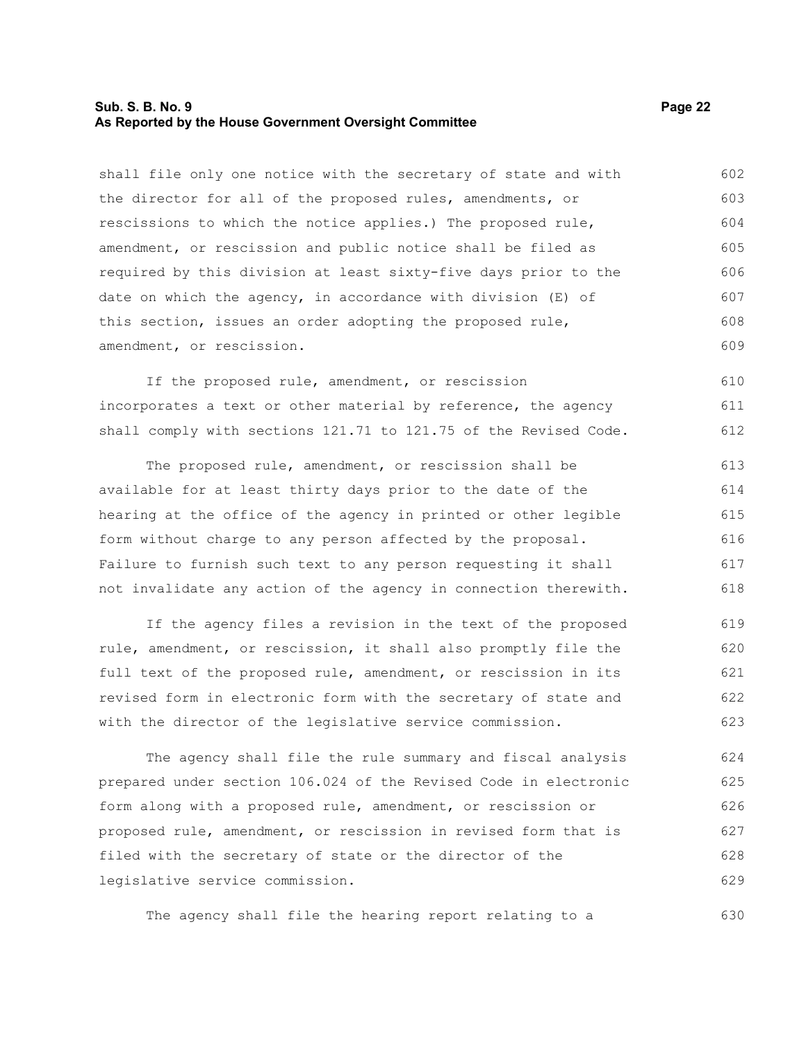shall file only one notice with the secretary of state and with the director for all of the proposed rules, amendments, or rescissions to which the notice applies.) The proposed rule, amendment, or rescission and public notice shall be filed as required by this division at least sixty-five days prior to the date on which the agency, in accordance with division (E) of this section, issues an order adopting the proposed rule, amendment, or rescission.

If the proposed rule, amendment, or rescission incorporates a text or other material by reference, the agency shall comply with sections 121.71 to 121.75 of the Revised Code.

The proposed rule, amendment, or rescission shall be available for at least thirty days prior to the date of the hearing at the office of the agency in printed or other legible form without charge to any person affected by the proposal. Failure to furnish such text to any person requesting it shall not invalidate any action of the agency in connection therewith.

If the agency files a revision in the text of the proposed rule, amendment, or rescission, it shall also promptly file the full text of the proposed rule, amendment, or rescission in its revised form in electronic form with the secretary of state and with the director of the legislative service commission.

The agency shall file the rule summary and fiscal analysis prepared under section 106.024 of the Revised Code in electronic form along with a proposed rule, amendment, or rescission or proposed rule, amendment, or rescission in revised form that is filed with the secretary of state or the director of the legislative service commission.

The agency shall file the hearing report relating to a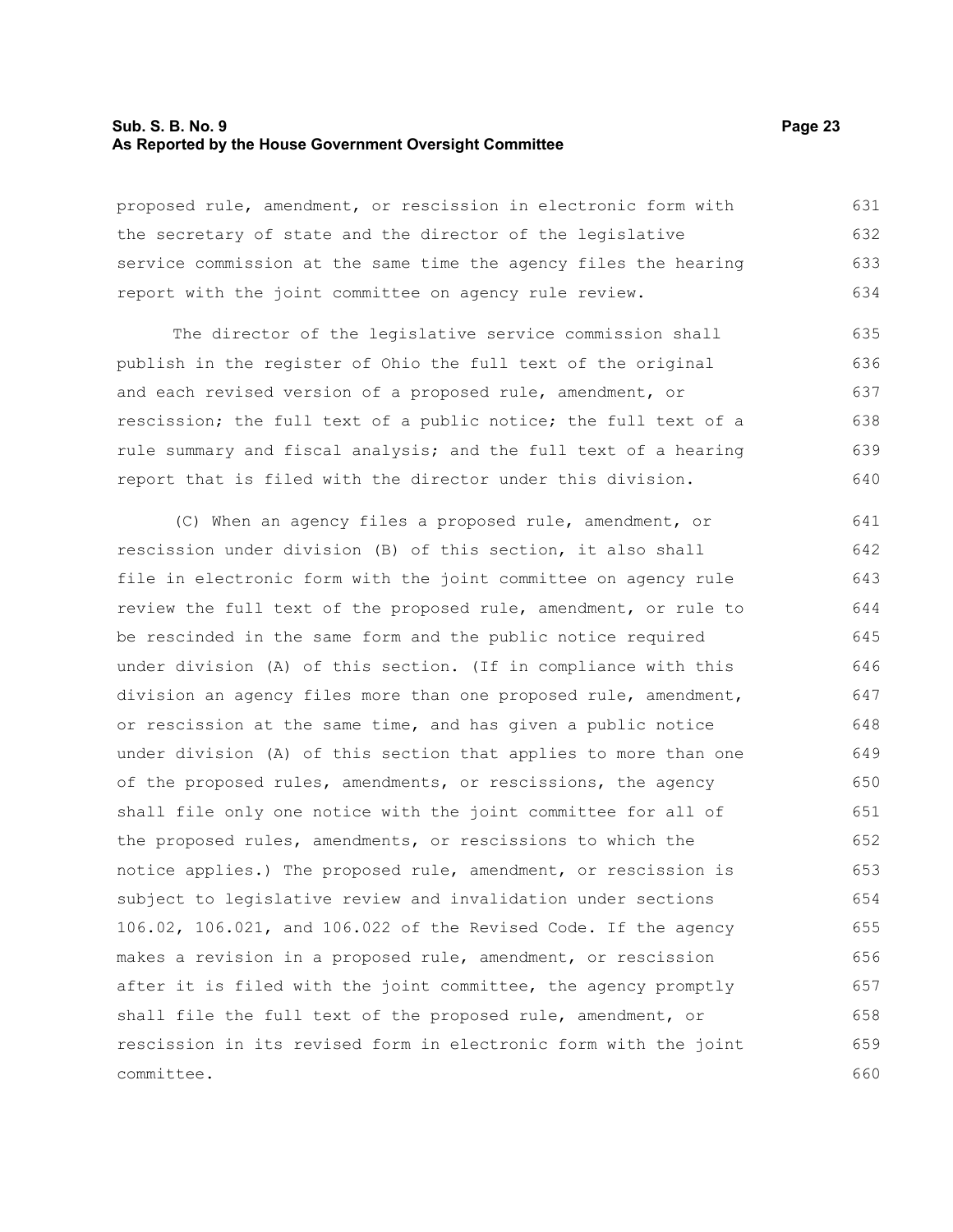proposed rule, amendment, or rescission in electronic form with the secretary of state and the director of the legislative service commission at the same time the agency files the hearing report with the joint committee on agency rule review.

The director of the legislative service commission shall publish in the register of Ohio the full text of the original and each revised version of a proposed rule, amendment, or rescission; the full text of a public notice; the full text of a rule summary and fiscal analysis; and the full text of a hearing report that is filed with the director under this division.

(C) When an agency files a proposed rule, amendment, or rescission under division (B) of this section, it also shall file in electronic form with the joint committee on agency rule review the full text of the proposed rule, amendment, or rule to be rescinded in the same form and the public notice required under division (A) of this section. (If in compliance with this division an agency files more than one proposed rule, amendment, or rescission at the same time, and has given a public notice under division (A) of this section that applies to more than one of the proposed rules, amendments, or rescissions, the agency shall file only one notice with the joint committee for all of the proposed rules, amendments, or rescissions to which the notice applies.) The proposed rule, amendment, or rescission is subject to legislative review and invalidation under sections 106.02, 106.021, and 106.022 of the Revised Code. If the agency makes a revision in a proposed rule, amendment, or rescission after it is filed with the joint committee, the agency promptly shall file the full text of the proposed rule, amendment, or rescission in its revised form in electronic form with the joint committee.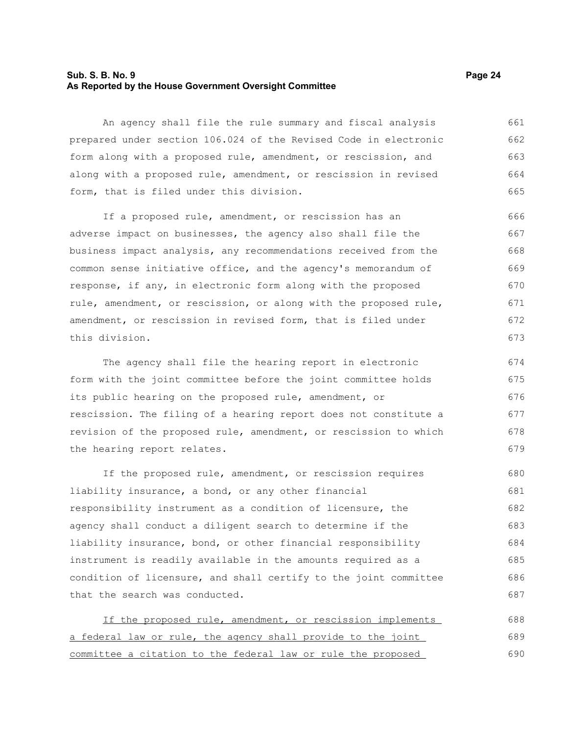An agency shall file the rule summary and fiscal analysis prepared under section 106.024 of the Revised Code in electronic form along with a proposed rule, amendment, or rescission, and along with a proposed rule, amendment, or rescission in revised form, that is filed under this division.

If a proposed rule, amendment, or rescission has an adverse impact on businesses, the agency also shall file the business impact analysis, any recommendations received from the common sense initiative office, and the agency's memorandum of response, if any, in electronic form along with the proposed rule, amendment, or rescission, or along with the proposed rule, amendment, or rescission in revised form, that is filed under this division.

The agency shall file the hearing report in electronic form with the joint committee before the joint committee holds its public hearing on the proposed rule, amendment, or rescission. The filing of a hearing report does not constitute a revision of the proposed rule, amendment, or rescission to which the hearing report relates.

If the proposed rule, amendment, or rescission requires liability insurance, a bond, or any other financial responsibility instrument as a condition of licensure, the agency shall conduct a diligent search to determine if the liability insurance, bond, or other financial responsibility instrument is readily available in the amounts required as a condition of licensure, and shall certify to the joint committee that the search was conducted.

<u>If the proposed rule, amendment, or rescission implements a federal law or rule, the agency shall provide to the joint committee a citation to the federal law or rule the proposed</u>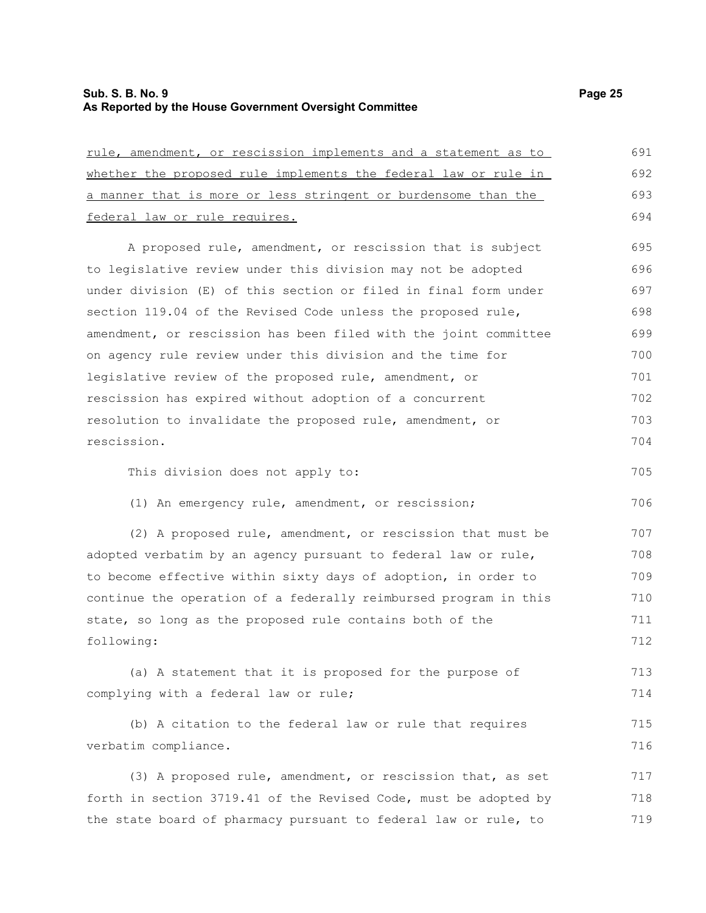rule, amendment, or rescission implements and a statement as to whether the proposed rule implements the federal law or rule in a manner that is more or less stringent or burdensome than the federal law or rule requires.

A proposed rule, amendment, or rescission that is subject to legislative review under this division may not be adopted under division (E) of this section or filed in final form under section 119.04 of the Revised Code unless the proposed rule, amendment, or rescission has been filed with the joint committee on agency rule review under this division and the time for legislative review of the proposed rule, amendment, or rescission has expired without adoption of a concurrent resolution to invalidate the proposed rule, amendment, or rescission.

This division does not apply to:

(1) An emergency rule, amendment, or rescission;

(2) A proposed rule, amendment, or rescission that must be adopted verbatim by an agency pursuant to federal law or rule, to become effective within sixty days of adoption, in order to continue the operation of a federally reimbursed program in this state, so long as the proposed rule contains both of the following:

(a) A statement that it is proposed for the purpose of complying with a federal law or rule;

(b) A citation to the federal law or rule that requires verbatim compliance.

(3) A proposed rule, amendment, or rescission that, as set forth in section 3719.41 of the Revised Code, must be adopted by the state board of pharmacy pursuant to federal law or rule, to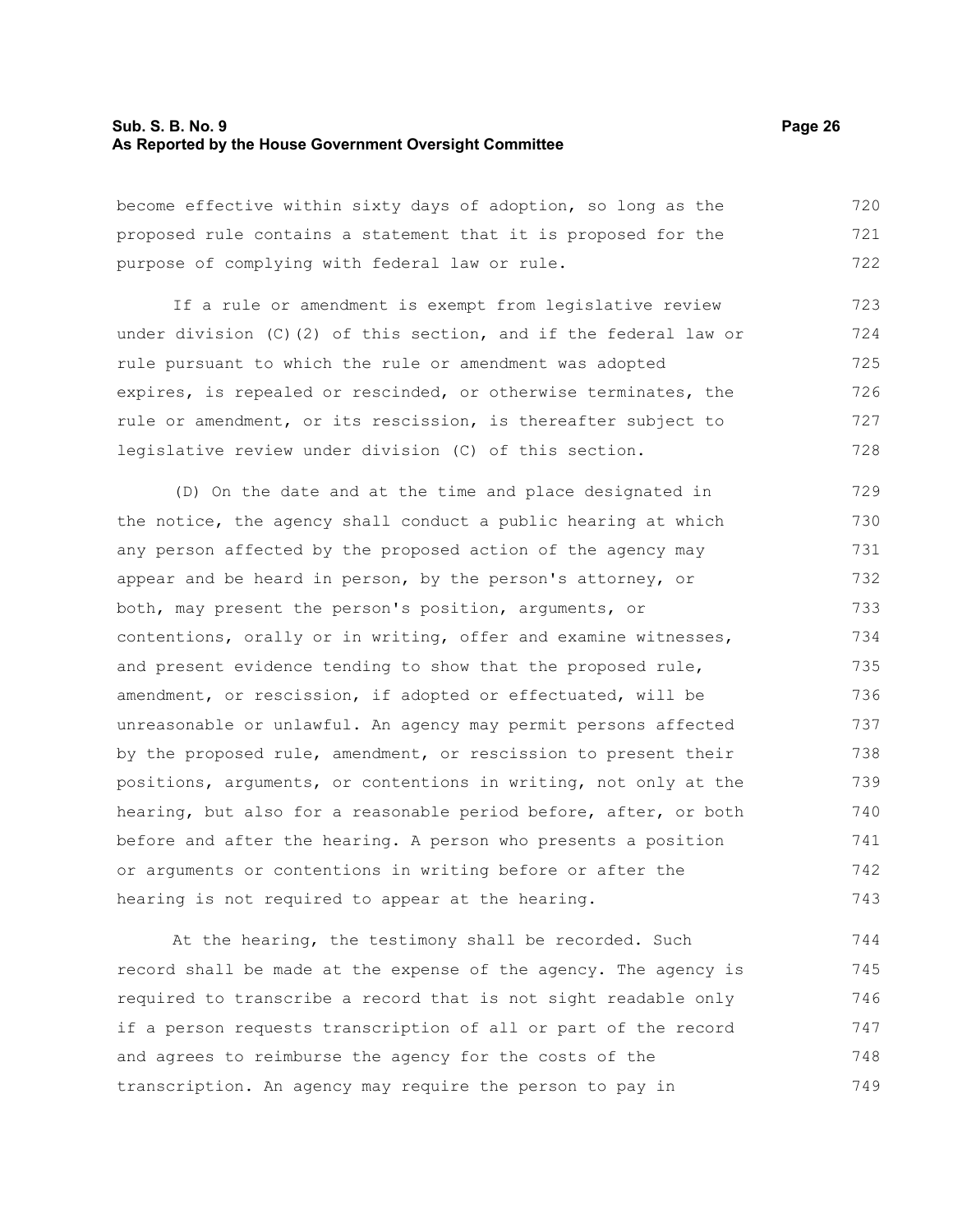become effective within sixty days of adoption, so long as the proposed rule contains a statement that it is proposed for the purpose of complying with federal law or rule.

If a rule or amendment is exempt from legislative review under division (C)(2) of this section, and if the federal law or rule pursuant to which the rule or amendment was adopted expires, is repealed or rescinded, or otherwise terminates, the rule or amendment, or its rescission, is thereafter subject to legislative review under division (C) of this section.

(D) On the date and at the time and place designated in the notice, the agency shall conduct a public hearing at which any person affected by the proposed action of the agency may appear and be heard in person, by the person's attorney, or both, may present the person's position, arguments, or contentions, orally or in writing, offer and examine witnesses, and present evidence tending to show that the proposed rule, amendment, or rescission, if adopted or effectuated, will be unreasonable or unlawful. An agency may permit persons affected by the proposed rule, amendment, or rescission to present their positions, arguments, or contentions in writing, not only at the hearing, but also for a reasonable period before, after, or both before and after the hearing. A person who presents a position or arguments or contentions in writing before or after the hearing is not required to appear at the hearing.

At the hearing, the testimony shall be recorded. Such record shall be made at the expense of the agency. The agency is required to transcribe a record that is not sight readable only if a person requests transcription of all or part of the record and agrees to reimburse the agency for the costs of the transcription. An agency may require the person to pay in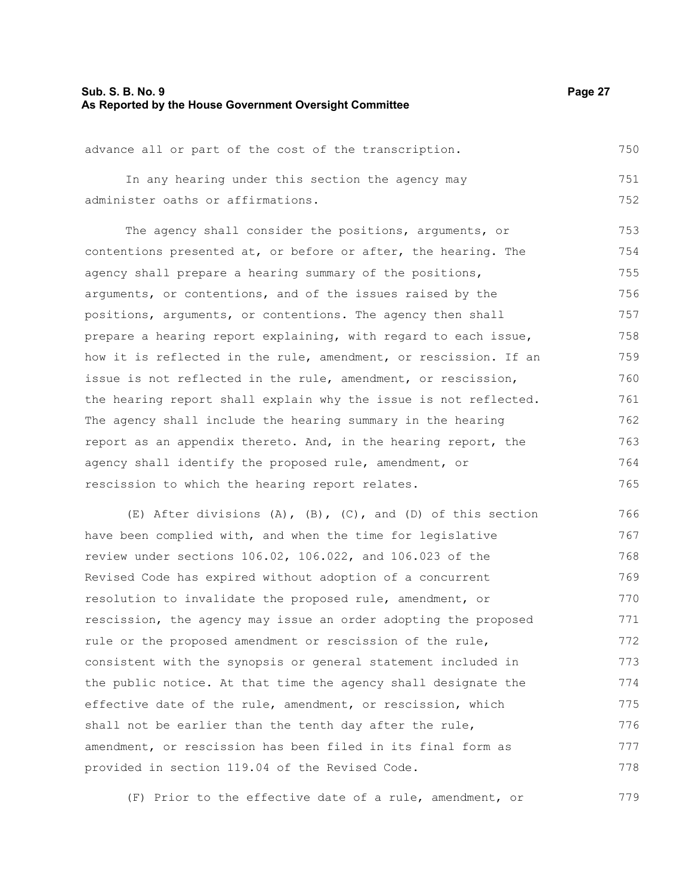advance all or part of the cost of the transcription.

In any hearing under this section the agency may administer oaths or affirmations.

The agency shall consider the positions, arguments, or contentions presented at, or before or after, the hearing. The agency shall prepare a hearing summary of the positions, arguments, or contentions, and of the issues raised by the positions, arguments, or contentions. The agency then shall prepare a hearing report explaining, with regard to each issue, how it is reflected in the rule, amendment, or rescission. If an issue is not reflected in the rule, amendment, or rescission, the hearing report shall explain why the issue is not reflected. The agency shall include the hearing summary in the hearing report as an appendix thereto. And, in the hearing report, the agency shall identify the proposed rule, amendment, or rescission to which the hearing report relates.

(E) After divisions (A), (B), (C), and (D) of this section have been complied with, and when the time for legislative review under sections 106.02, 106.022, and 106.023 of the Revised Code has expired without adoption of a concurrent resolution to invalidate the proposed rule, amendment, or rescission, the agency may issue an order adopting the proposed rule or the proposed amendment or rescission of the rule, consistent with the synopsis or general statement included in the public notice. At that time the agency shall designate the effective date of the rule, amendment, or rescission, which shall not be earlier than the tenth day after the rule, amendment, or rescission has been filed in its final form as provided in section 119.04 of the Revised Code.

(F) Prior to the effective date of a rule, amendment, or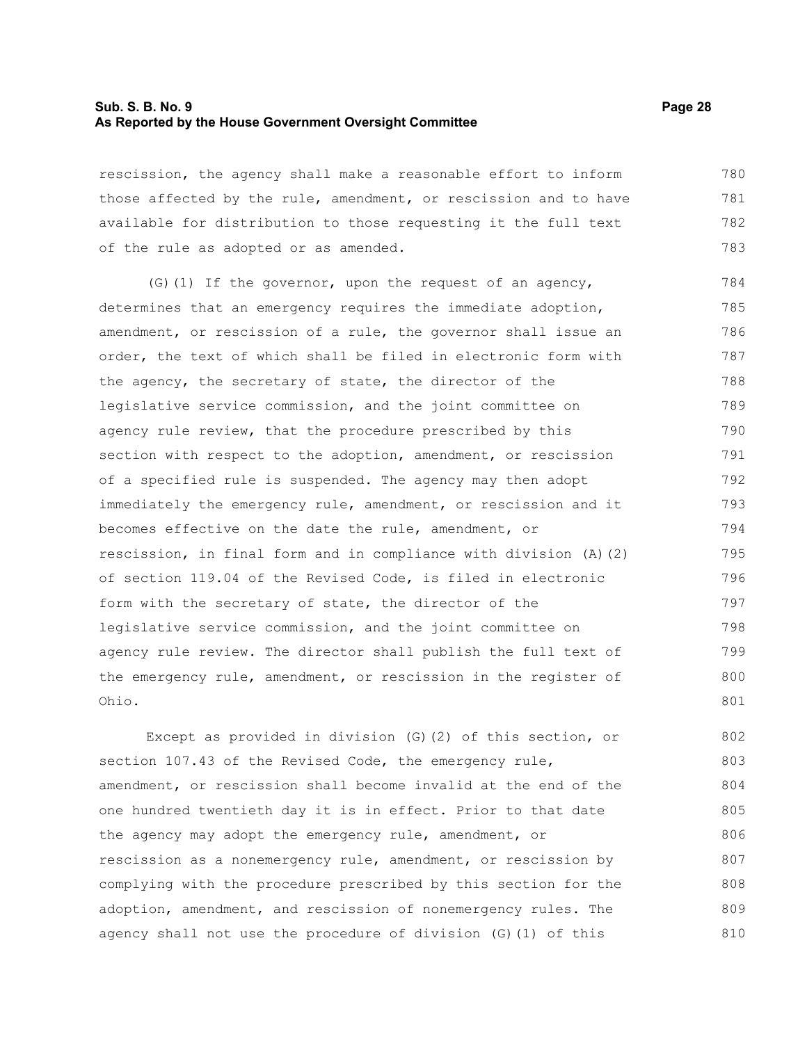rescission, the agency shall make a reasonable effort to inform those affected by the rule, amendment, or rescission and to have available for distribution to those requesting it the full text of the rule as adopted or as amended.

(G)(1) If the governor, upon the request of an agency, determines that an emergency requires the immediate adoption, amendment, or rescission of a rule, the governor shall issue an order, the text of which shall be filed in electronic form with the agency, the secretary of state, the director of the legislative service commission, and the joint committee on agency rule review, that the procedure prescribed by this section with respect to the adoption, amendment, or rescission of a specified rule is suspended. The agency may then adopt immediately the emergency rule, amendment, or rescission and it becomes effective on the date the rule, amendment, or rescission, in final form and in compliance with division (A)(2) of section 119.04 of the Revised Code, is filed in electronic form with the secretary of state, the director of the legislative service commission, and the joint committee on agency rule review. The director shall publish the full text of the emergency rule, amendment, or rescission in the register of Ohio.

Except as provided in division (G)(2) of this section, or section 107.43 of the Revised Code, the emergency rule, amendment, or rescission shall become invalid at the end of the one hundred twentieth day it is in effect. Prior to that date the agency may adopt the emergency rule, amendment, or rescission as a nonemergency rule, amendment, or rescission by complying with the procedure prescribed by this section for the adoption, amendment, and rescission of nonemergency rules. The agency shall not use the procedure of division (G)(1) of this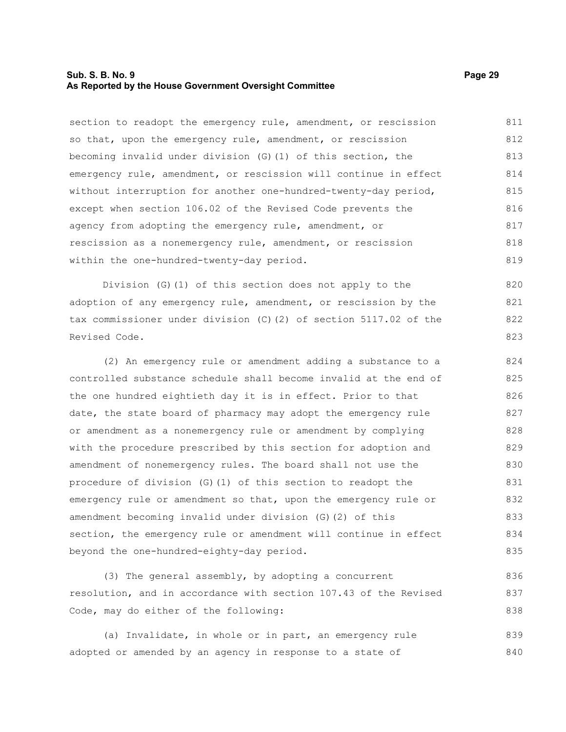section to readopt the emergency rule, amendment, or rescission so that, upon the emergency rule, amendment, or rescission becoming invalid under division (G)(1) of this section, the emergency rule, amendment, or rescission will continue in effect without interruption for another one-hundred-twenty-day period, except when section 106.02 of the Revised Code prevents the agency from adopting the emergency rule, amendment, or rescission as a nonemergency rule, amendment, or rescission within the one-hundred-twenty-day period.

Division (G)(1) of this section does not apply to the adoption of any emergency rule, amendment, or rescission by the tax commissioner under division (C)(2) of section 5117.02 of the Revised Code.

(2) An emergency rule or amendment adding a substance to a controlled substance schedule shall become invalid at the end of the one hundred eightieth day it is in effect. Prior to that date, the state board of pharmacy may adopt the emergency rule or amendment as a nonemergency rule or amendment by complying with the procedure prescribed by this section for adoption and amendment of nonemergency rules. The board shall not use the procedure of division (G)(1) of this section to readopt the emergency rule or amendment so that, upon the emergency rule or amendment becoming invalid under division (G)(2) of this section, the emergency rule or amendment will continue in effect beyond the one-hundred-eighty-day period.

(3) The general assembly, by adopting a concurrent resolution, and in accordance with section 107.43 of the Revised Code, may do either of the following:

(a) Invalidate, in whole or in part, an emergency rule adopted or amended by an agency in response to a state of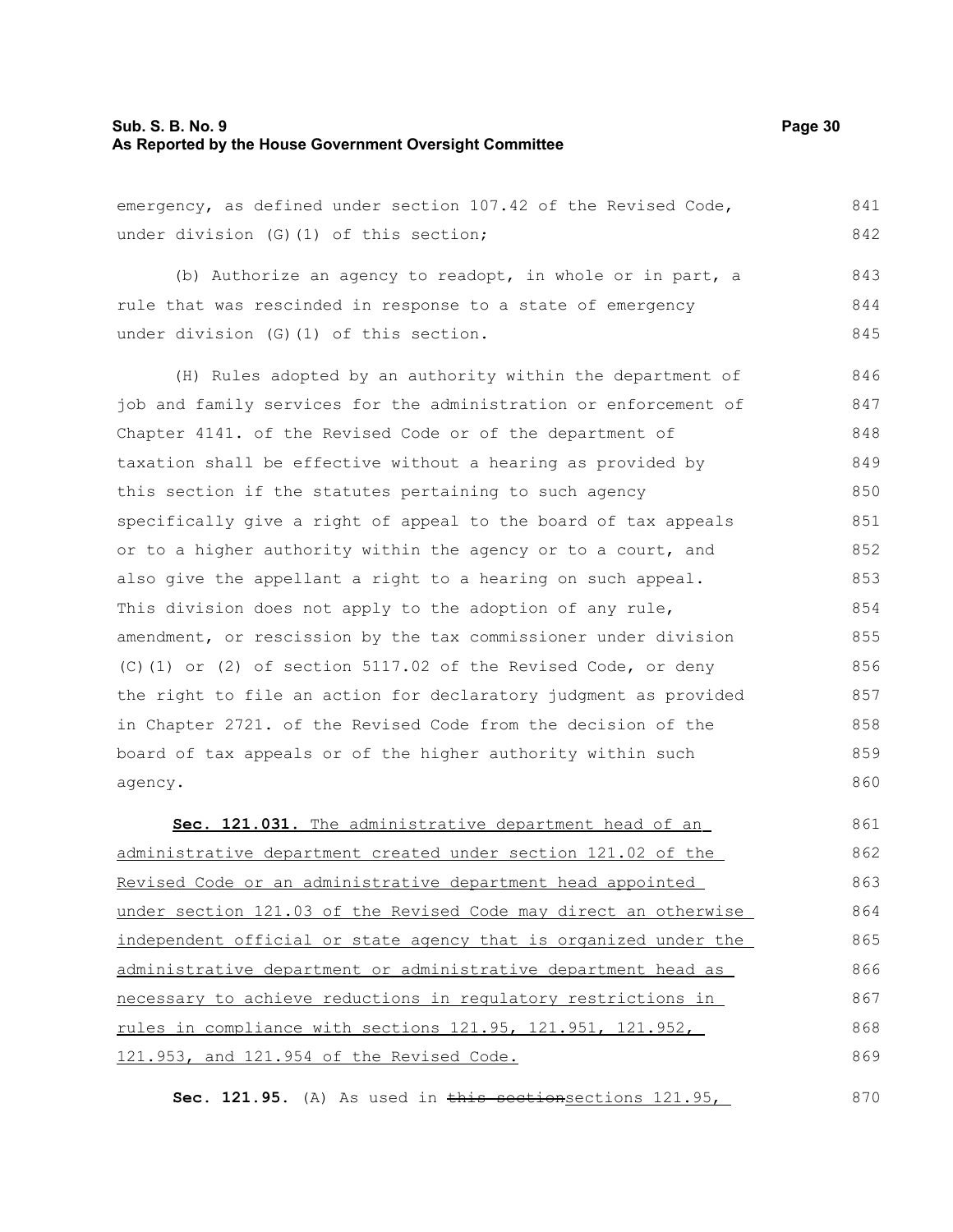emergency, as defined under section 107.42 of the Revised Code, under division (G)(1) of this section;

(b) Authorize an agency to readopt, in whole or in part, a rule that was rescinded in response to a state of emergency under division (G)(1) of this section.

(H) Rules adopted by an authority within the department of job and family services for the administration or enforcement of Chapter 4141. of the Revised Code or of the department of taxation shall be effective without a hearing as provided by this section if the statutes pertaining to such agency specifically give a right of appeal to the board of tax appeals or to a higher authority within the agency or to a court, and also give the appellant a right to a hearing on such appeal. This division does not apply to the adoption of any rule, amendment, or rescission by the tax commissioner under division (C)(1) or (2) of section 5117.02 of the Revised Code, or deny the right to file an action for declaratory judgment as provided in Chapter 2721. of the Revised Code from the decision of the board of tax appeals or of the higher authority within such agency.

**Sec. 121.031.** The administrative department head of an administrative department created under section 121.02 of the Revised Code or an administrative department head appointed under section 121.03 of the Revised Code may direct an otherwise independent official or state agency that is organized under the administrative department or administrative department head as necessary to achieve reductions in regulatory restrictions in rules in compliance with sections 121.95, 121.951, 121.952, 121.953, and 121.954 of the Revised Code.

**Sec. 121.95.** (A) As used in ~~this section~~sections 121.95,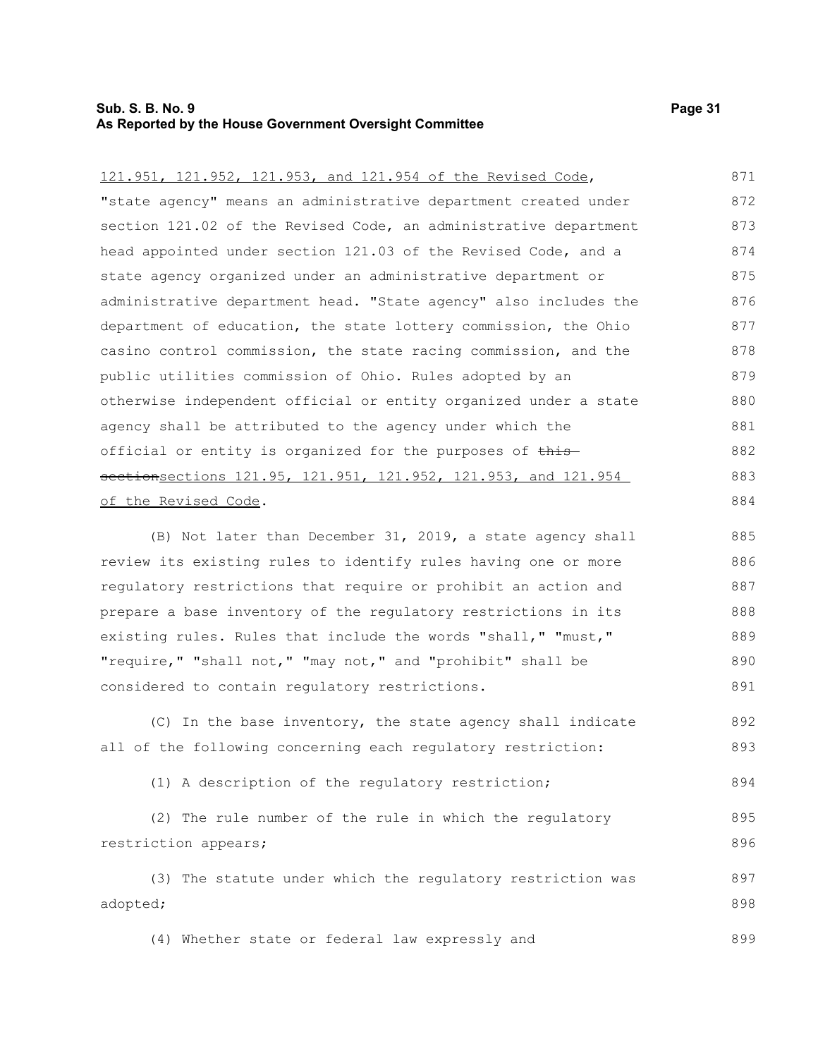121.951, 121.952, 121.953, and 121.954 of the Revised Code, "state agency" means an administrative department created under section 121.02 of the Revised Code, an administrative department head appointed under section 121.03 of the Revised Code, and a state agency organized under an administrative department or administrative department head. "State agency" also includes the department of education, the state lottery commission, the Ohio casino control commission, the state racing commission, and the public utilities commission of Ohio. Rules adopted by an otherwise independent official or entity organized under a state agency shall be attributed to the agency under which the official or entity is organized for the purposes of ~~this section~~sections 121.95, 121.951, 121.952, 121.953, and 121.954 of the Revised Code.

(B) Not later than December 31, 2019, a state agency shall review its existing rules to identify rules having one or more regulatory restrictions that require or prohibit an action and prepare a base inventory of the regulatory restrictions in its existing rules. Rules that include the words "shall," "must," "require," "shall not," "may not," and "prohibit" shall be considered to contain regulatory restrictions.

(C) In the base inventory, the state agency shall indicate all of the following concerning each regulatory restriction:

(1) A description of the regulatory restriction;

(2) The rule number of the rule in which the regulatory restriction appears;

(3) The statute under which the regulatory restriction was adopted;

(4) Whether state or federal law expressly and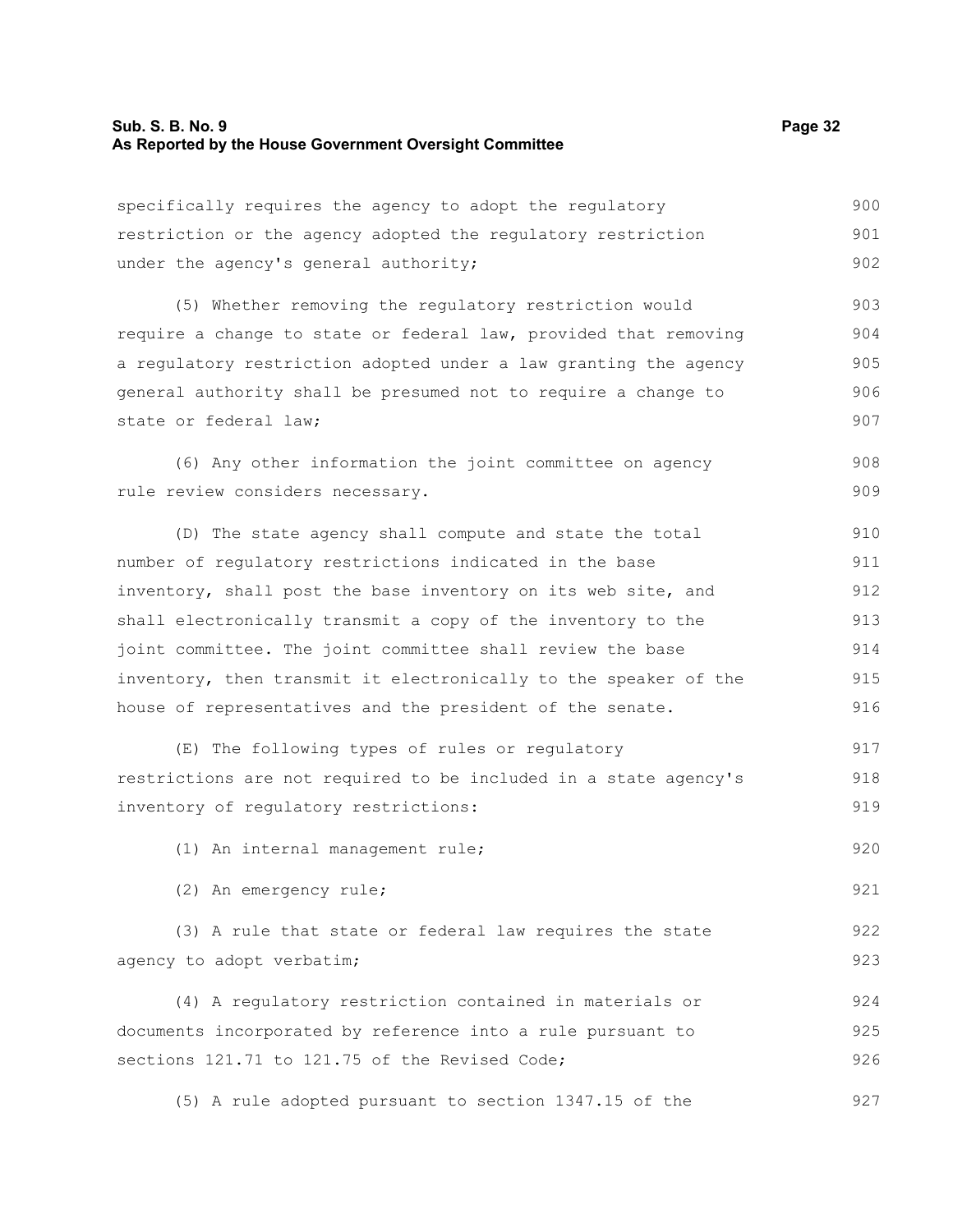specifically requires the agency to adopt the regulatory restriction or the agency adopted the regulatory restriction under the agency's general authority;

(5) Whether removing the regulatory restriction would require a change to state or federal law, provided that removing a regulatory restriction adopted under a law granting the agency general authority shall be presumed not to require a change to state or federal law;

(6) Any other information the joint committee on agency rule review considers necessary.

(D) The state agency shall compute and state the total number of regulatory restrictions indicated in the base inventory, shall post the base inventory on its web site, and shall electronically transmit a copy of the inventory to the joint committee. The joint committee shall review the base inventory, then transmit it electronically to the speaker of the house of representatives and the president of the senate.

(E) The following types of rules or regulatory restrictions are not required to be included in a state agency's inventory of regulatory restrictions:

(1) An internal management rule;

(2) An emergency rule;

(3) A rule that state or federal law requires the state agency to adopt verbatim;

(4) A regulatory restriction contained in materials or documents incorporated by reference into a rule pursuant to sections 121.71 to 121.75 of the Revised Code;

(5) A rule adopted pursuant to section 1347.15 of the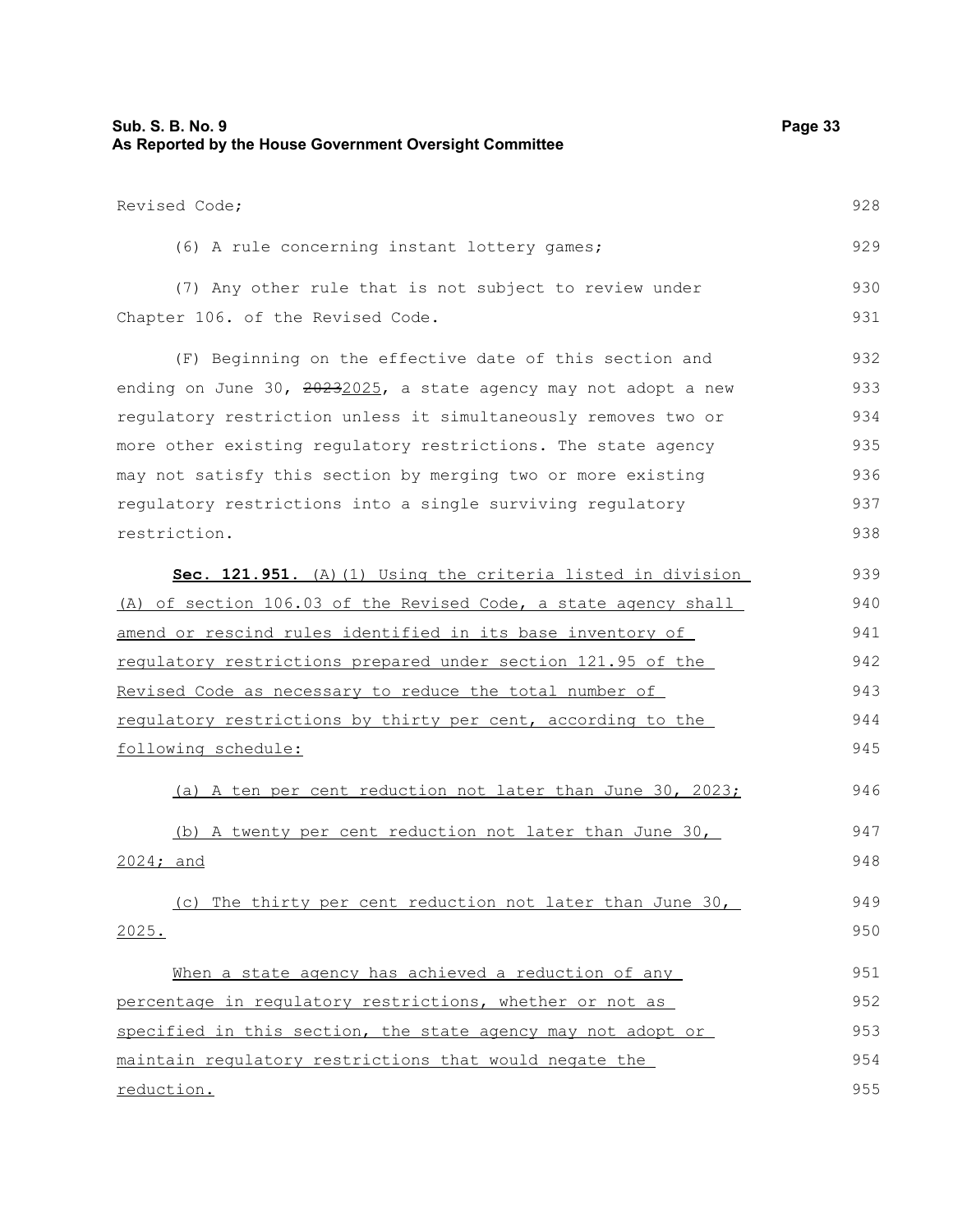Revised Code;

(6) A rule concerning instant lottery games;

(7) Any other rule that is not subject to review under Chapter 106. of the Revised Code.

(F) Beginning on the effective date of this section and ending on June 30, ~~2023~~2025, a state agency may not adopt a new regulatory restriction unless it simultaneously removes two or more other existing regulatory restrictions. The state agency may not satisfy this section by merging two or more existing regulatory restrictions into a single surviving regulatory restriction.

**Sec. 121.951.** (A)(1) Using the criteria listed in division (A) of section 106.03 of the Revised Code, a state agency shall amend or rescind rules identified in its base inventory of regulatory restrictions prepared under section 121.95 of the Revised Code as necessary to reduce the total number of regulatory restrictions by thirty per cent, according to the following schedule:

(a) A ten per cent reduction not later than June 30, 2023;

(b) A twenty per cent reduction not later than June 30, 2024; and

(c) The thirty per cent reduction not later than June 30, 2025.

When a state agency has achieved a reduction of any percentage in regulatory restrictions, whether or not as specified in this section, the state agency may not adopt or maintain regulatory restrictions that would negate the reduction.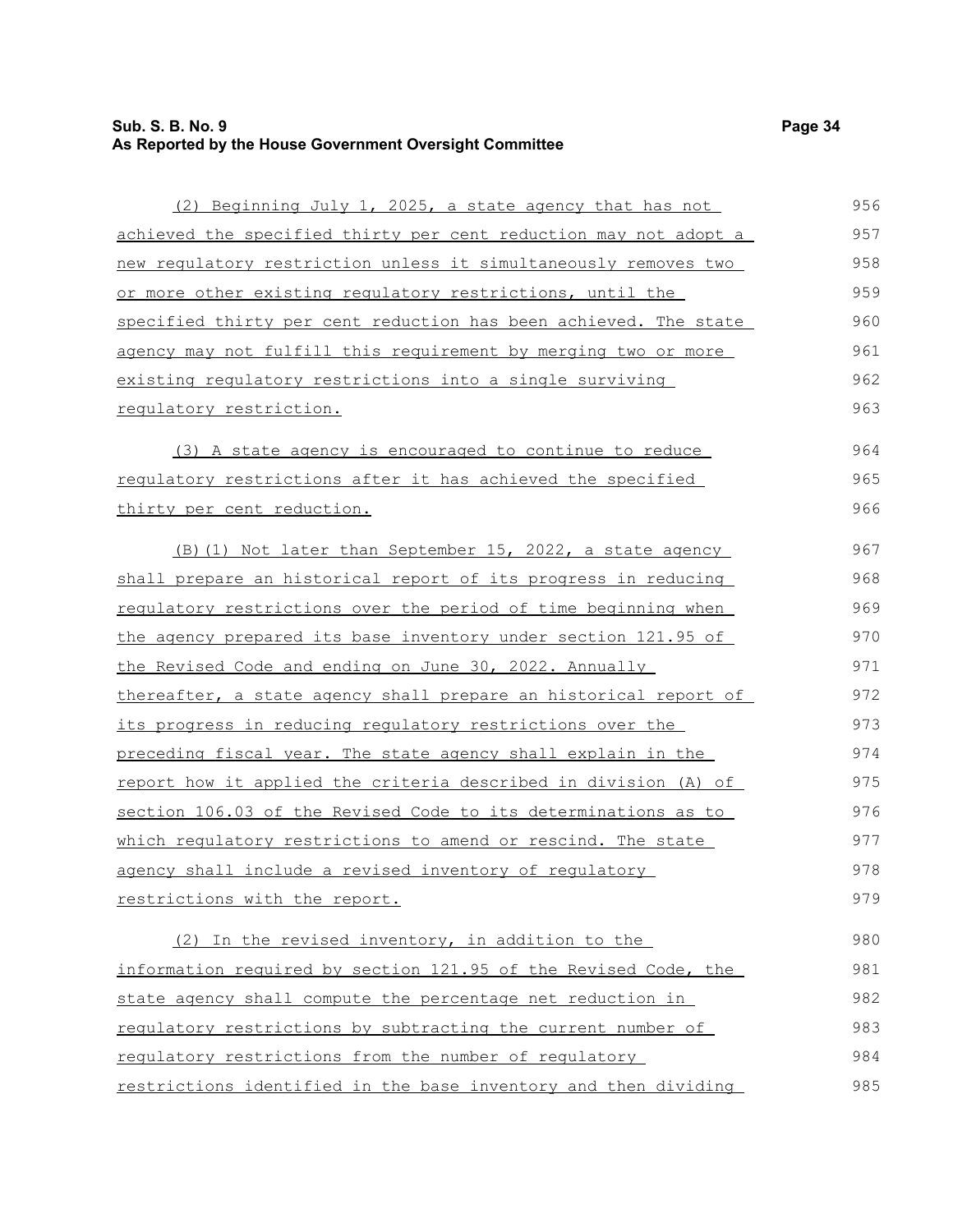(2) Beginning July 1, 2025, a state agency that has not achieved the specified thirty per cent reduction may not adopt a new regulatory restriction unless it simultaneously removes two or more other existing regulatory restrictions, until the specified thirty per cent reduction has been achieved. The state agency may not fulfill this requirement by merging two or more existing regulatory restrictions into a single surviving regulatory restriction.

(3) A state agency is encouraged to continue to reduce regulatory restrictions after it has achieved the specified thirty per cent reduction.

(B)(1) Not later than September 15, 2022, a state agency shall prepare an historical report of its progress in reducing regulatory restrictions over the period of time beginning when the agency prepared its base inventory under section 121.95 of the Revised Code and ending on June 30, 2022. Annually thereafter, a state agency shall prepare an historical report of its progress in reducing regulatory restrictions over the preceding fiscal year. The state agency shall explain in the report how it applied the criteria described in division (A) of section 106.03 of the Revised Code to its determinations as to which regulatory restrictions to amend or rescind. The state agency shall include a revised inventory of regulatory restrictions with the report.

(2) In the revised inventory, in addition to the information required by section 121.95 of the Revised Code, the state agency shall compute the percentage net reduction in regulatory restrictions by subtracting the current number of regulatory restrictions from the number of regulatory restrictions identified in the base inventory and then dividing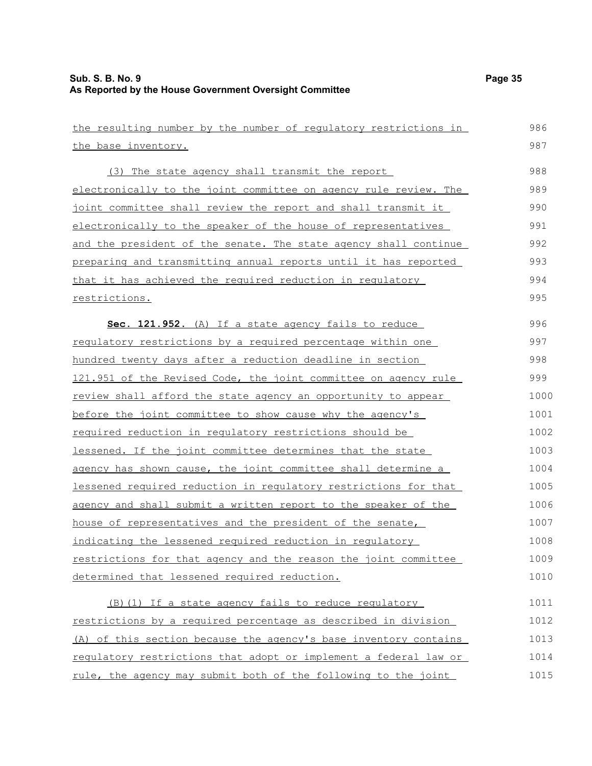the resulting number by the number of regulatory restrictions in the base inventory.

(3) The state agency shall transmit the report electronically to the joint committee on agency rule review. The joint committee shall review the report and shall transmit it electronically to the speaker of the house of representatives and the president of the senate. The state agency shall continue preparing and transmitting annual reports until it has reported that it has achieved the required reduction in regulatory restrictions.

**Sec. 121.952.** (A) If a state agency fails to reduce regulatory restrictions by a required percentage within one hundred twenty days after a reduction deadline in section 121.951 of the Revised Code, the joint committee on agency rule review shall afford the state agency an opportunity to appear before the joint committee to show cause why the agency's required reduction in regulatory restrictions should be lessened. If the joint committee determines that the state agency has shown cause, the joint committee shall determine a lessened required reduction in regulatory restrictions for that agency and shall submit a written report to the speaker of the house of representatives and the president of the senate, indicating the lessened required reduction in regulatory restrictions for that agency and the reason the joint committee determined that lessened required reduction.

(B)(1) If a state agency fails to reduce regulatory restrictions by a required percentage as described in division (A) of this section because the agency's base inventory contains regulatory restrictions that adopt or implement a federal law or rule, the agency may submit both of the following to the joint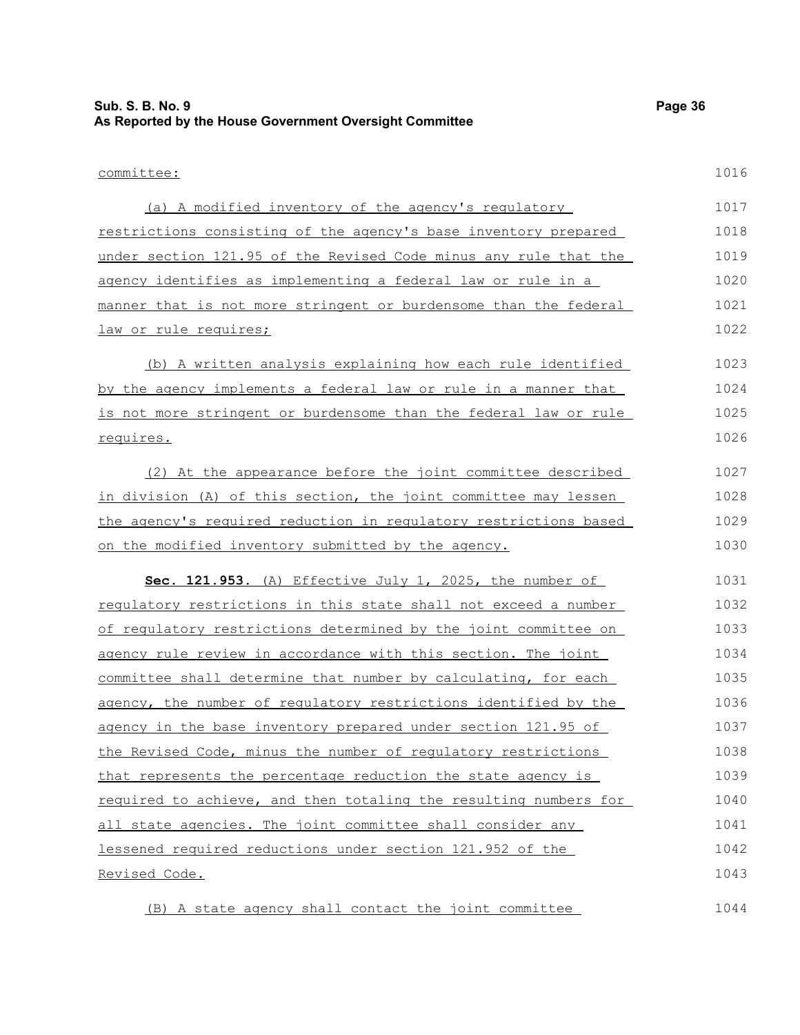committee:

(a) A modified inventory of the agency's regulatory restrictions consisting of the agency's base inventory prepared under section 121.95 of the Revised Code minus any rule that the agency identifies as implementing a federal law or rule in a manner that is not more stringent or burdensome than the federal law or rule requires;

(b) A written analysis explaining how each rule identified by the agency implements a federal law or rule in a manner that is not more stringent or burdensome than the federal law or rule requires.

(2) At the appearance before the joint committee described in division (A) of this section, the joint committee may lessen the agency's required reduction in regulatory restrictions based on the modified inventory submitted by the agency.

**Sec. 121.953.** (A) Effective July 1, 2025, the number of regulatory restrictions in this state shall not exceed a number of regulatory restrictions determined by the joint committee on agency rule review in accordance with this section. The joint committee shall determine that number by calculating, for each agency, the number of regulatory restrictions identified by the agency in the base inventory prepared under section 121.95 of the Revised Code, minus the number of regulatory restrictions that represents the percentage reduction the state agency is required to achieve, and then totaling the resulting numbers for all state agencies. The joint committee shall consider any lessened required reductions under section 121.952 of the Revised Code.

(B) A state agency shall contact the joint committee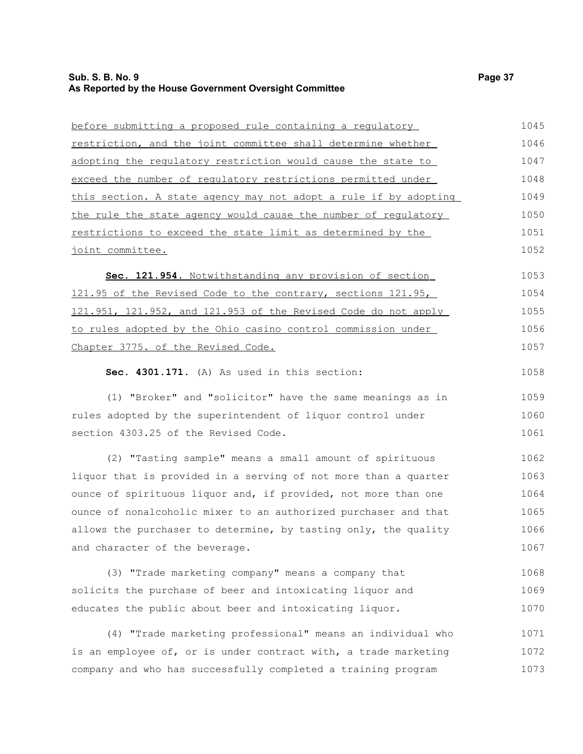before submitting a proposed rule containing a regulatory restriction, and the joint committee shall determine whether adopting the regulatory restriction would cause the state to exceed the number of regulatory restrictions permitted under this section. A state agency may not adopt a rule if by adopting the rule the state agency would cause the number of regulatory restrictions to exceed the state limit as determined by the joint committee.

**Sec. 121.954.** Notwithstanding any provision of section 121.95 of the Revised Code to the contrary, sections 121.95, 121.951, 121.952, and 121.953 of the Revised Code do not apply to rules adopted by the Ohio casino control commission under Chapter 3775. of the Revised Code.

**Sec. 4301.171.** (A) As used in this section:

(1) "Broker" and "solicitor" have the same meanings as in rules adopted by the superintendent of liquor control under section 4303.25 of the Revised Code.

(2) "Tasting sample" means a small amount of spirituous liquor that is provided in a serving of not more than a quarter ounce of spirituous liquor and, if provided, not more than one ounce of nonalcoholic mixer to an authorized purchaser and that allows the purchaser to determine, by tasting only, the quality and character of the beverage.

(3) "Trade marketing company" means a company that solicits the purchase of beer and intoxicating liquor and educates the public about beer and intoxicating liquor.

(4) "Trade marketing professional" means an individual who is an employee of, or is under contract with, a trade marketing company and who has successfully completed a training program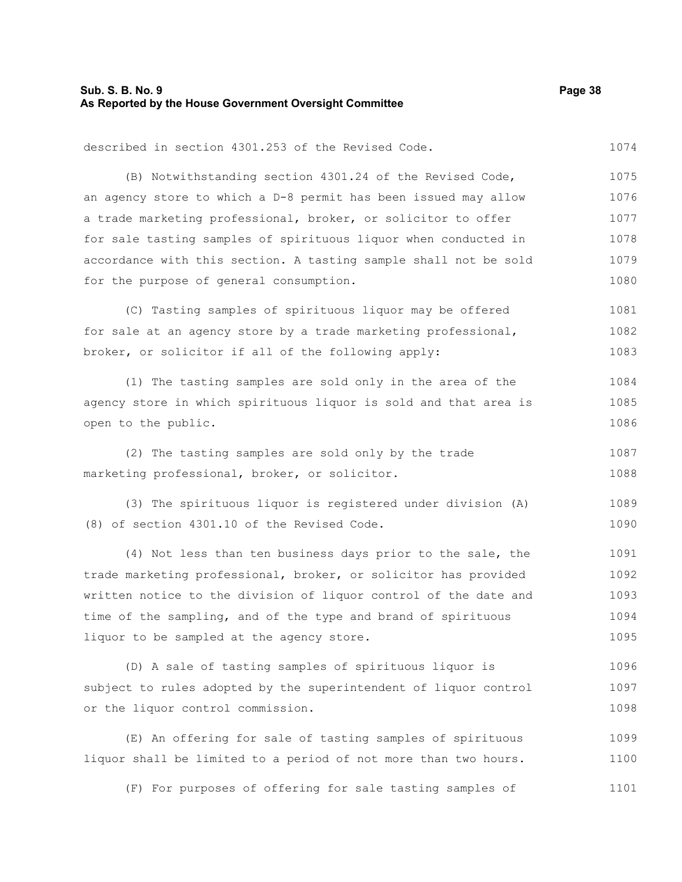described in section 4301.253 of the Revised Code.

(B) Notwithstanding section 4301.24 of the Revised Code, an agency store to which a D-8 permit has been issued may allow a trade marketing professional, broker, or solicitor to offer for sale tasting samples of spirituous liquor when conducted in accordance with this section. A tasting sample shall not be sold for the purpose of general consumption.

(C) Tasting samples of spirituous liquor may be offered for sale at an agency store by a trade marketing professional, broker, or solicitor if all of the following apply:

(1) The tasting samples are sold only in the area of the agency store in which spirituous liquor is sold and that area is open to the public.

(2) The tasting samples are sold only by the trade marketing professional, broker, or solicitor.

(3) The spirituous liquor is registered under division (A)(8) of section 4301.10 of the Revised Code.

(4) Not less than ten business days prior to the sale, the trade marketing professional, broker, or solicitor has provided written notice to the division of liquor control of the date and time of the sampling, and of the type and brand of spirituous liquor to be sampled at the agency store.

(D) A sale of tasting samples of spirituous liquor is subject to rules adopted by the superintendent of liquor control or the liquor control commission.

(E) An offering for sale of tasting samples of spirituous liquor shall be limited to a period of not more than two hours.

(F) For purposes of offering for sale tasting samples of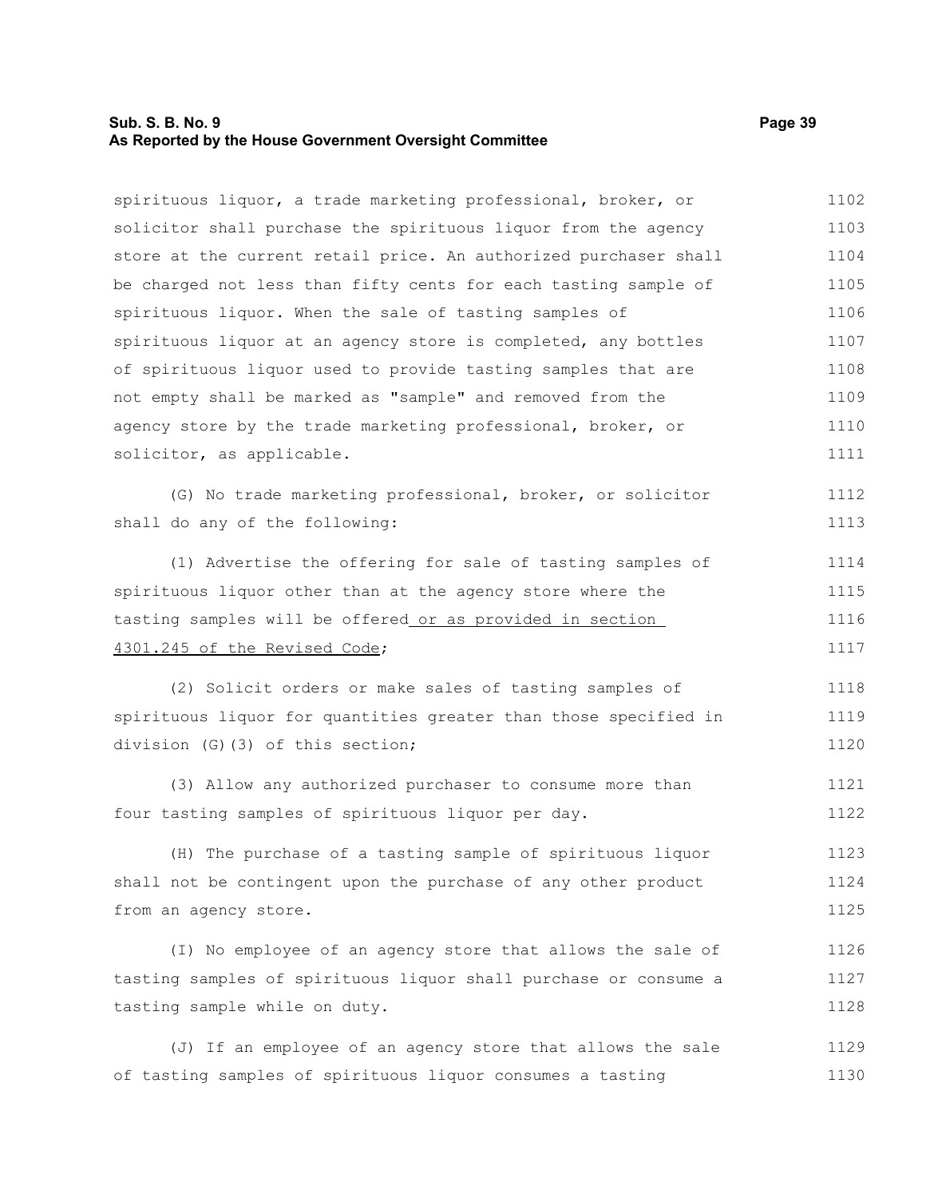spirituous liquor, a trade marketing professional, broker, or solicitor shall purchase the spirituous liquor from the agency store at the current retail price. An authorized purchaser shall be charged not less than fifty cents for each tasting sample of spirituous liquor. When the sale of tasting samples of spirituous liquor at an agency store is completed, any bottles of spirituous liquor used to provide tasting samples that are not empty shall be marked as "sample" and removed from the agency store by the trade marketing professional, broker, or solicitor, as applicable.

(G) No trade marketing professional, broker, or solicitor shall do any of the following:

(1) Advertise the offering for sale of tasting samples of spirituous liquor other than at the agency store where the tasting samples will be offered <u>or as provided in section 4301.245 of the Revised Code</u>;

(2) Solicit orders or make sales of tasting samples of spirituous liquor for quantities greater than those specified in division (G)(3) of this section;

(3) Allow any authorized purchaser to consume more than four tasting samples of spirituous liquor per day.

(H) The purchase of a tasting sample of spirituous liquor shall not be contingent upon the purchase of any other product from an agency store.

(I) No employee of an agency store that allows the sale of tasting samples of spirituous liquor shall purchase or consume a tasting sample while on duty.

(J) If an employee of an agency store that allows the sale of tasting samples of spirituous liquor consumes a tasting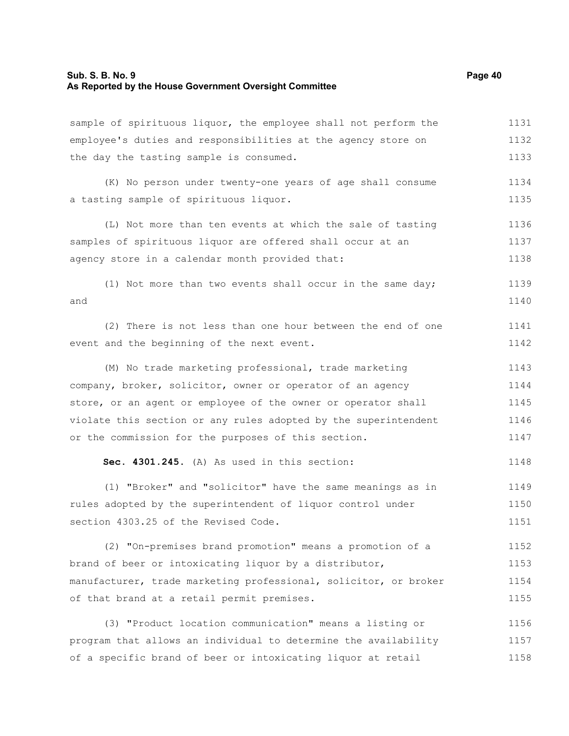sample of spirituous liquor, the employee shall not perform the employee's duties and responsibilities at the agency store on the day the tasting sample is consumed.

(K) No person under twenty-one years of age shall consume a tasting sample of spirituous liquor.

(L) Not more than ten events at which the sale of tasting samples of spirituous liquor are offered shall occur at an agency store in a calendar month provided that:

(1) Not more than two events shall occur in the same day; and

(2) There is not less than one hour between the end of one event and the beginning of the next event.

(M) No trade marketing professional, trade marketing company, broker, solicitor, owner or operator of an agency store, or an agent or employee of the owner or operator shall violate this section or any rules adopted by the superintendent or the commission for the purposes of this section.

**Sec. 4301.245.** (A) As used in this section:

(1) "Broker" and "solicitor" have the same meanings as in rules adopted by the superintendent of liquor control under section 4303.25 of the Revised Code.

(2) "On-premises brand promotion" means a promotion of a brand of beer or intoxicating liquor by a distributor, manufacturer, trade marketing professional, solicitor, or broker of that brand at a retail permit premises.

(3) "Product location communication" means a listing or program that allows an individual to determine the availability of a specific brand of beer or intoxicating liquor at retail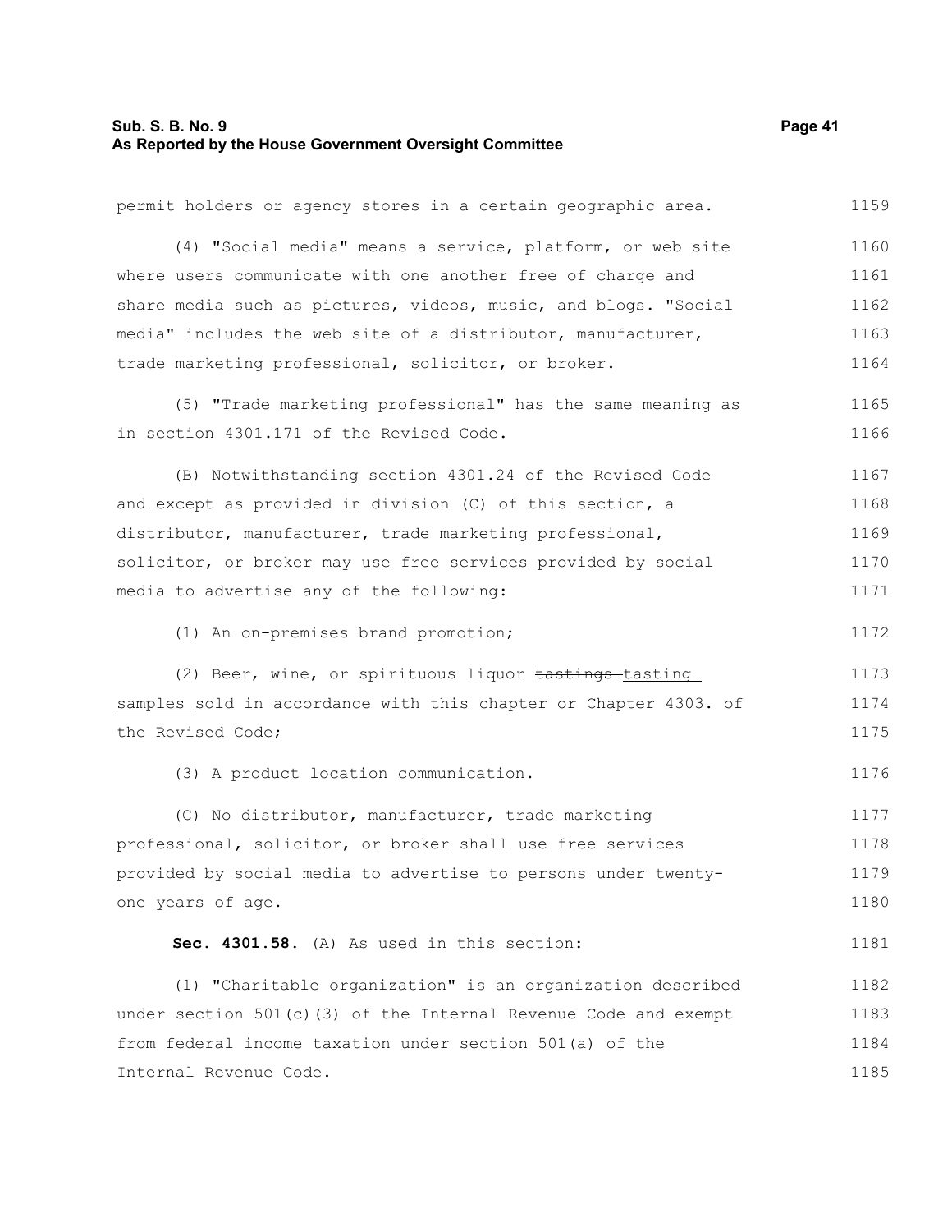permit holders or agency stores in a certain geographic area.

(4) "Social media" means a service, platform, or web site where users communicate with one another free of charge and share media such as pictures, videos, music, and blogs. "Social media" includes the web site of a distributor, manufacturer, trade marketing professional, solicitor, or broker.

(5) "Trade marketing professional" has the same meaning as in section 4301.171 of the Revised Code.

(B) Notwithstanding section 4301.24 of the Revised Code and except as provided in division (C) of this section, a distributor, manufacturer, trade marketing professional, solicitor, or broker may use free services provided by social media to advertise any of the following:

(1) An on-premises brand promotion;

(2) Beer, wine, or spirituous liquor ~~tastings~~ tasting samples sold in accordance with this chapter or Chapter 4303. of the Revised Code;

(3) A product location communication.

(C) No distributor, manufacturer, trade marketing professional, solicitor, or broker shall use free services provided by social media to advertise to persons under twenty-one years of age.

**Sec. 4301.58.** (A) As used in this section:

(1) "Charitable organization" is an organization described under section 501(c)(3) of the Internal Revenue Code and exempt from federal income taxation under section 501(a) of the Internal Revenue Code.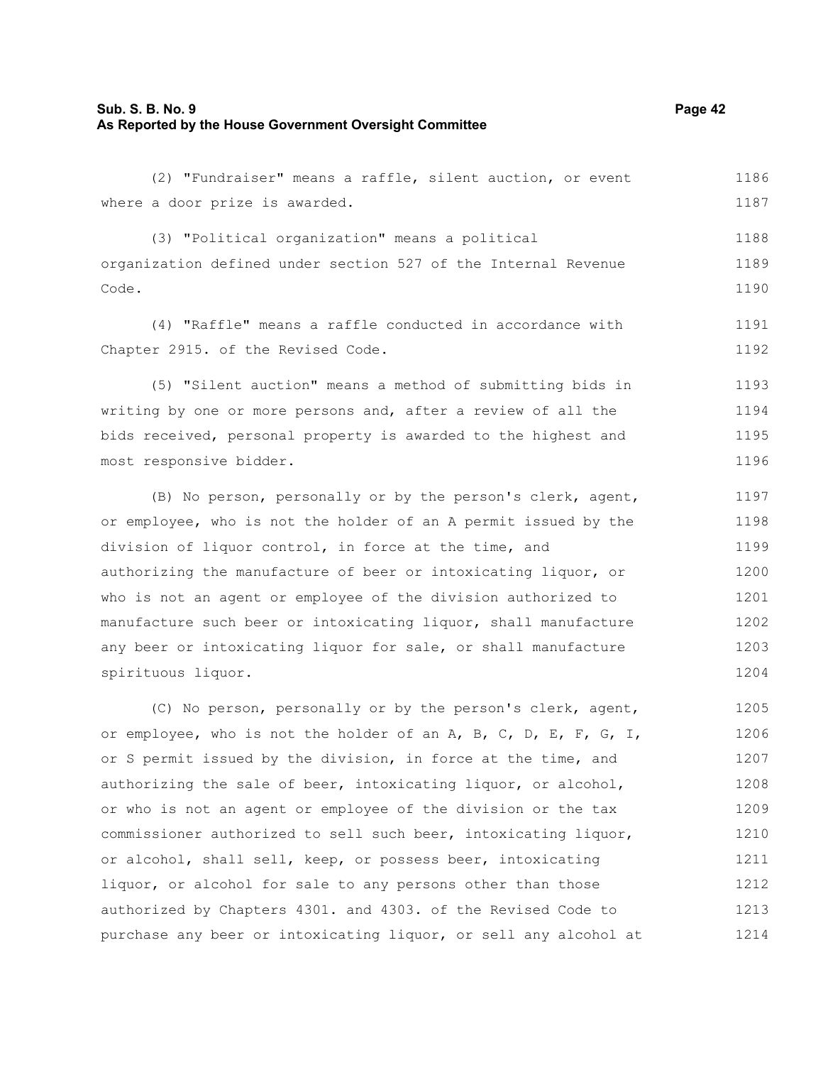(2) "Fundraiser" means a raffle, silent auction, or event where a door prize is awarded.

(3) "Political organization" means a political organization defined under section 527 of the Internal Revenue Code.

(4) "Raffle" means a raffle conducted in accordance with Chapter 2915. of the Revised Code.

(5) "Silent auction" means a method of submitting bids in writing by one or more persons and, after a review of all the bids received, personal property is awarded to the highest and most responsive bidder.

(B) No person, personally or by the person's clerk, agent, or employee, who is not the holder of an A permit issued by the division of liquor control, in force at the time, and authorizing the manufacture of beer or intoxicating liquor, or who is not an agent or employee of the division authorized to manufacture such beer or intoxicating liquor, shall manufacture any beer or intoxicating liquor for sale, or shall manufacture spirituous liquor.

(C) No person, personally or by the person's clerk, agent, or employee, who is not the holder of an A, B, C, D, E, F, G, I, or S permit issued by the division, in force at the time, and authorizing the sale of beer, intoxicating liquor, or alcohol, or who is not an agent or employee of the division or the tax commissioner authorized to sell such beer, intoxicating liquor, or alcohol, shall sell, keep, or possess beer, intoxicating liquor, or alcohol for sale to any persons other than those authorized by Chapters 4301. and 4303. of the Revised Code to purchase any beer or intoxicating liquor, or sell any alcohol at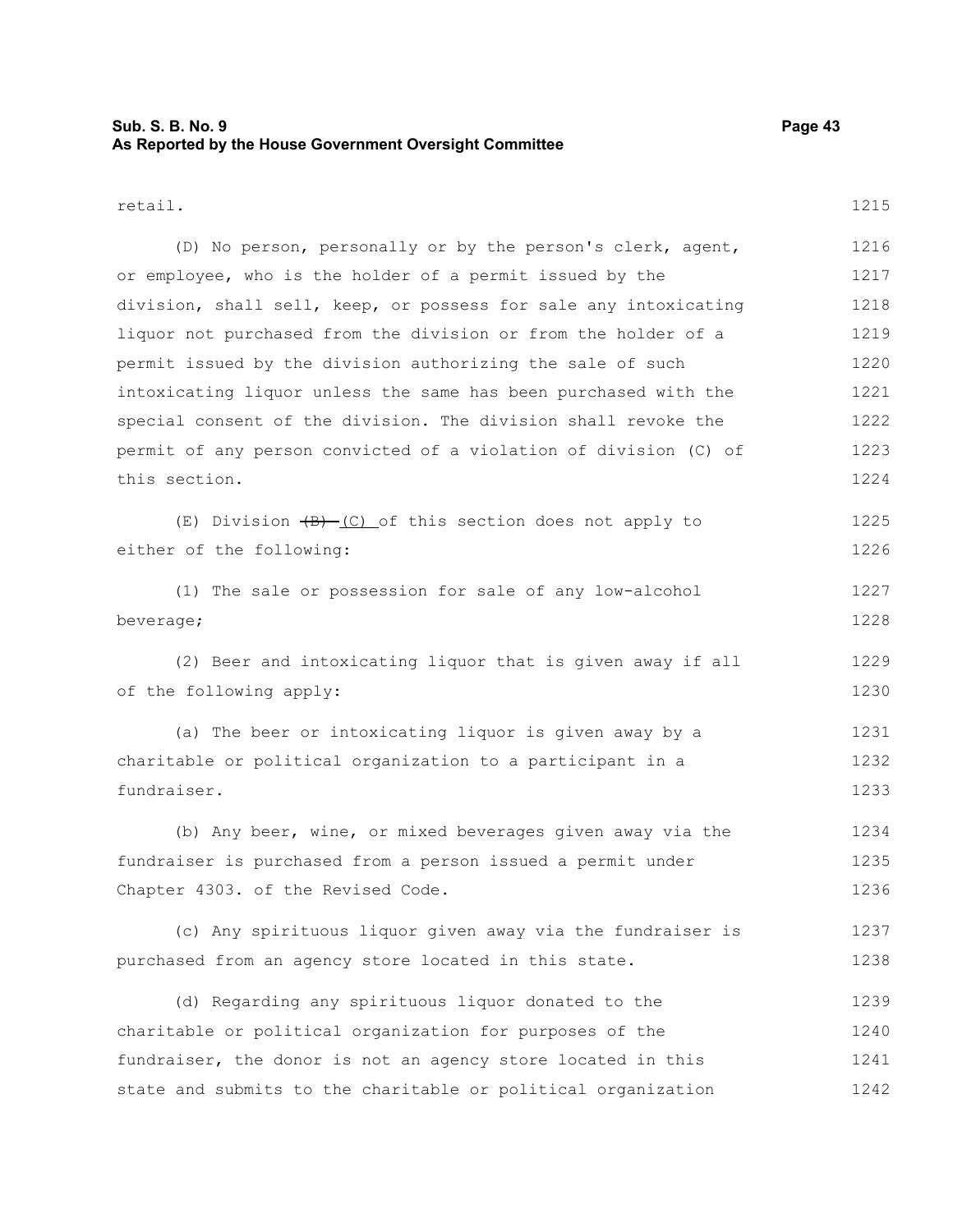retail.

(D) No person, personally or by the person's clerk, agent, or employee, who is the holder of a permit issued by the division, shall sell, keep, or possess for sale any intoxicating liquor not purchased from the division or from the holder of a permit issued by the division authorizing the sale of such intoxicating liquor unless the same has been purchased with the special consent of the division. The division shall revoke the permit of any person convicted of a violation of division (C) of this section.

(E) Division ~~(B)~~ (C) of this section does not apply to either of the following:

(1) The sale or possession for sale of any low-alcohol beverage;

(2) Beer and intoxicating liquor that is given away if all of the following apply:

(a) The beer or intoxicating liquor is given away by a charitable or political organization to a participant in a fundraiser.

(b) Any beer, wine, or mixed beverages given away via the fundraiser is purchased from a person issued a permit under Chapter 4303. of the Revised Code.

(c) Any spirituous liquor given away via the fundraiser is purchased from an agency store located in this state.

(d) Regarding any spirituous liquor donated to the charitable or political organization for purposes of the fundraiser, the donor is not an agency store located in this state and submits to the charitable or political organization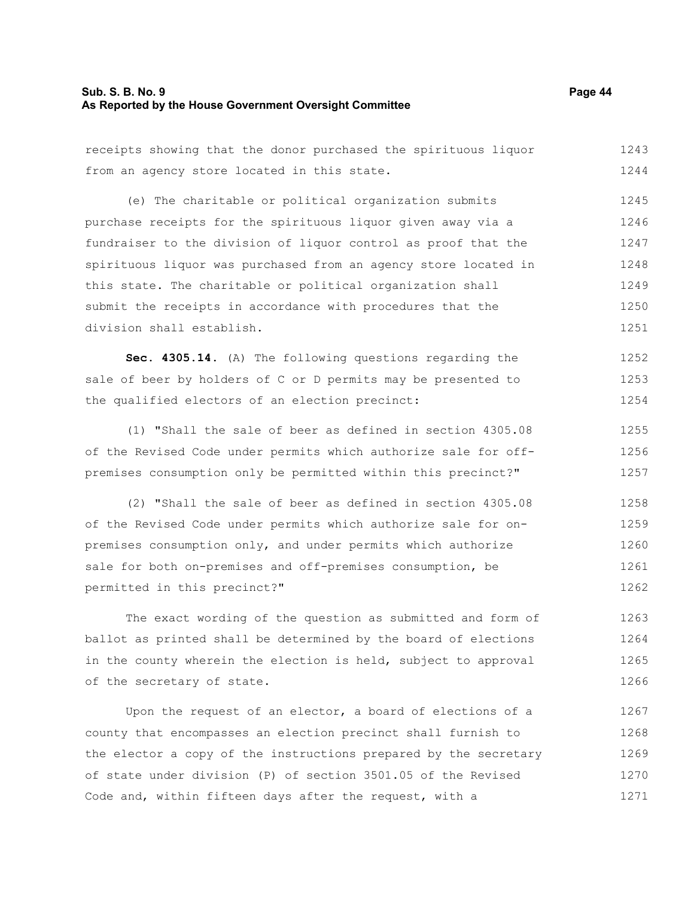receipts showing that the donor purchased the spirituous liquor from an agency store located in this state.

(e) The charitable or political organization submits purchase receipts for the spirituous liquor given away via a fundraiser to the division of liquor control as proof that the spirituous liquor was purchased from an agency store located in this state. The charitable or political organization shall submit the receipts in accordance with procedures that the division shall establish.

**Sec. 4305.14.** (A) The following questions regarding the sale of beer by holders of C or D permits may be presented to the qualified electors of an election precinct:

(1) "Shall the sale of beer as defined in section 4305.08 of the Revised Code under permits which authorize sale for off-premises consumption only be permitted within this precinct?"

(2) "Shall the sale of beer as defined in section 4305.08 of the Revised Code under permits which authorize sale for on-premises consumption only, and under permits which authorize sale for both on-premises and off-premises consumption, be permitted in this precinct?"

The exact wording of the question as submitted and form of ballot as printed shall be determined by the board of elections in the county wherein the election is held, subject to approval of the secretary of state.

Upon the request of an elector, a board of elections of a county that encompasses an election precinct shall furnish to the elector a copy of the instructions prepared by the secretary of state under division (P) of section 3501.05 of the Revised Code and, within fifteen days after the request, with a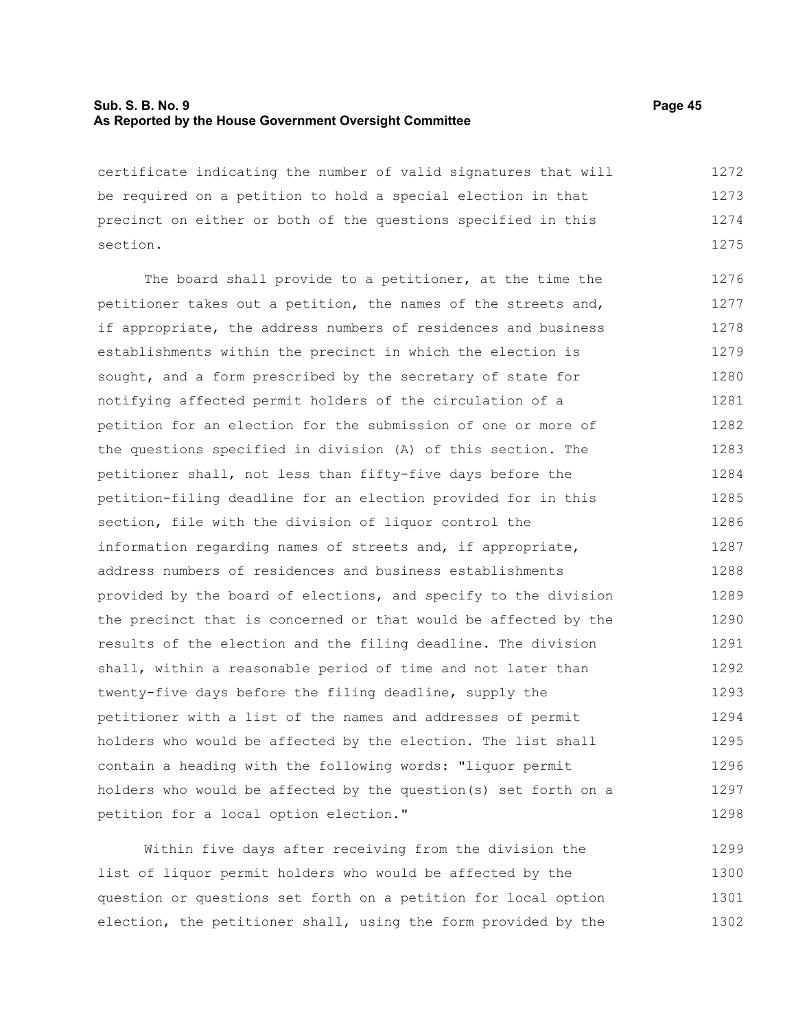certificate indicating the number of valid signatures that will be required on a petition to hold a special election in that precinct on either or both of the questions specified in this section.

The board shall provide to a petitioner, at the time the petitioner takes out a petition, the names of the streets and, if appropriate, the address numbers of residences and business establishments within the precinct in which the election is sought, and a form prescribed by the secretary of state for notifying affected permit holders of the circulation of a petition for an election for the submission of one or more of the questions specified in division (A) of this section. The petitioner shall, not less than fifty-five days before the petition-filing deadline for an election provided for in this section, file with the division of liquor control the information regarding names of streets and, if appropriate, address numbers of residences and business establishments provided by the board of elections, and specify to the division the precinct that is concerned or that would be affected by the results of the election and the filing deadline. The division shall, within a reasonable period of time and not later than twenty-five days before the filing deadline, supply the petitioner with a list of the names and addresses of permit holders who would be affected by the election. The list shall contain a heading with the following words: "liquor permit holders who would be affected by the question(s) set forth on a petition for a local option election."

Within five days after receiving from the division the list of liquor permit holders who would be affected by the question or questions set forth on a petition for local option election, the petitioner shall, using the form provided by the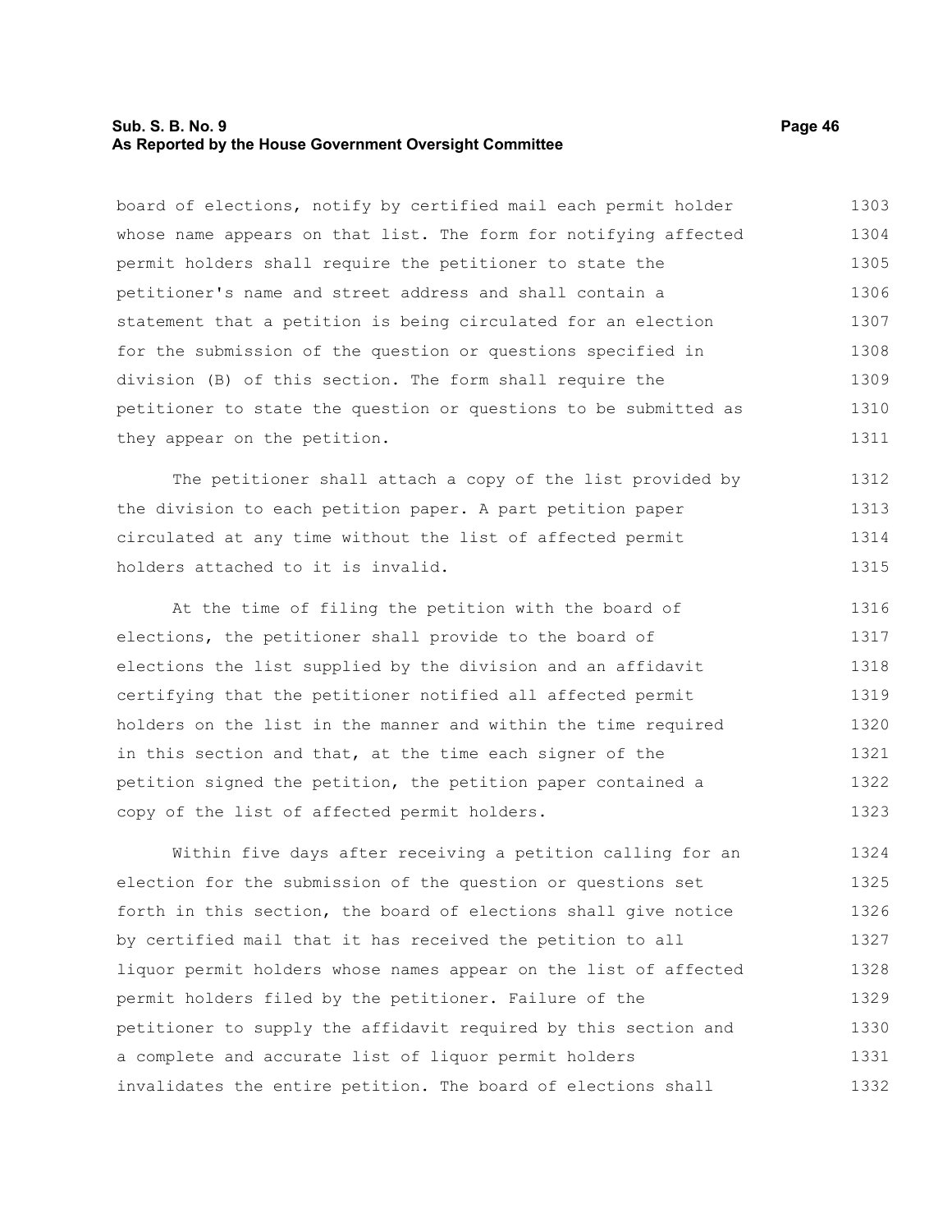board of elections, notify by certified mail each permit holder whose name appears on that list. The form for notifying affected permit holders shall require the petitioner to state the petitioner's name and street address and shall contain a statement that a petition is being circulated for an election for the submission of the question or questions specified in division (B) of this section. The form shall require the petitioner to state the question or questions to be submitted as they appear on the petition.

The petitioner shall attach a copy of the list provided by the division to each petition paper. A part petition paper circulated at any time without the list of affected permit holders attached to it is invalid.

At the time of filing the petition with the board of elections, the petitioner shall provide to the board of elections the list supplied by the division and an affidavit certifying that the petitioner notified all affected permit holders on the list in the manner and within the time required in this section and that, at the time each signer of the petition signed the petition, the petition paper contained a copy of the list of affected permit holders.

Within five days after receiving a petition calling for an election for the submission of the question or questions set forth in this section, the board of elections shall give notice by certified mail that it has received the petition to all liquor permit holders whose names appear on the list of affected permit holders filed by the petitioner. Failure of the petitioner to supply the affidavit required by this section and a complete and accurate list of liquor permit holders invalidates the entire petition. The board of elections shall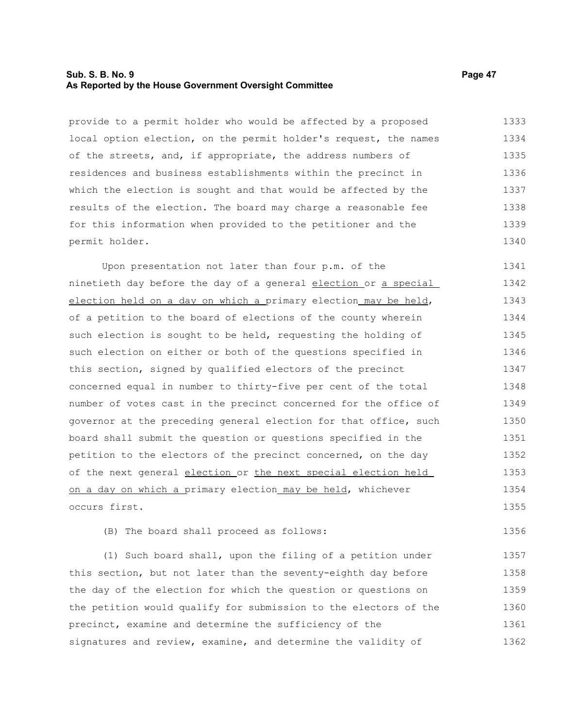provide to a permit holder who would be affected by a proposed local option election, on the permit holder's request, the names of the streets, and, if appropriate, the address numbers of residences and business establishments within the precinct in which the election is sought and that would be affected by the results of the election. The board may charge a reasonable fee for this information when provided to the petitioner and the permit holder.

Upon presentation not later than four p.m. of the ninetieth day before the day of a general election or a special election held on a day on which a primary election may be held, of a petition to the board of elections of the county wherein such election is sought to be held, requesting the holding of such election on either or both of the questions specified in this section, signed by qualified electors of the precinct concerned equal in number to thirty-five per cent of the total number of votes cast in the precinct concerned for the office of governor at the preceding general election for that office, such board shall submit the question or questions specified in the petition to the electors of the precinct concerned, on the day of the next general election or the next special election held on a day on which a primary election may be held, whichever occurs first.

(B) The board shall proceed as follows:

(1) Such board shall, upon the filing of a petition under this section, but not later than the seventy-eighth day before the day of the election for which the question or questions on the petition would qualify for submission to the electors of the precinct, examine and determine the sufficiency of the signatures and review, examine, and determine the validity of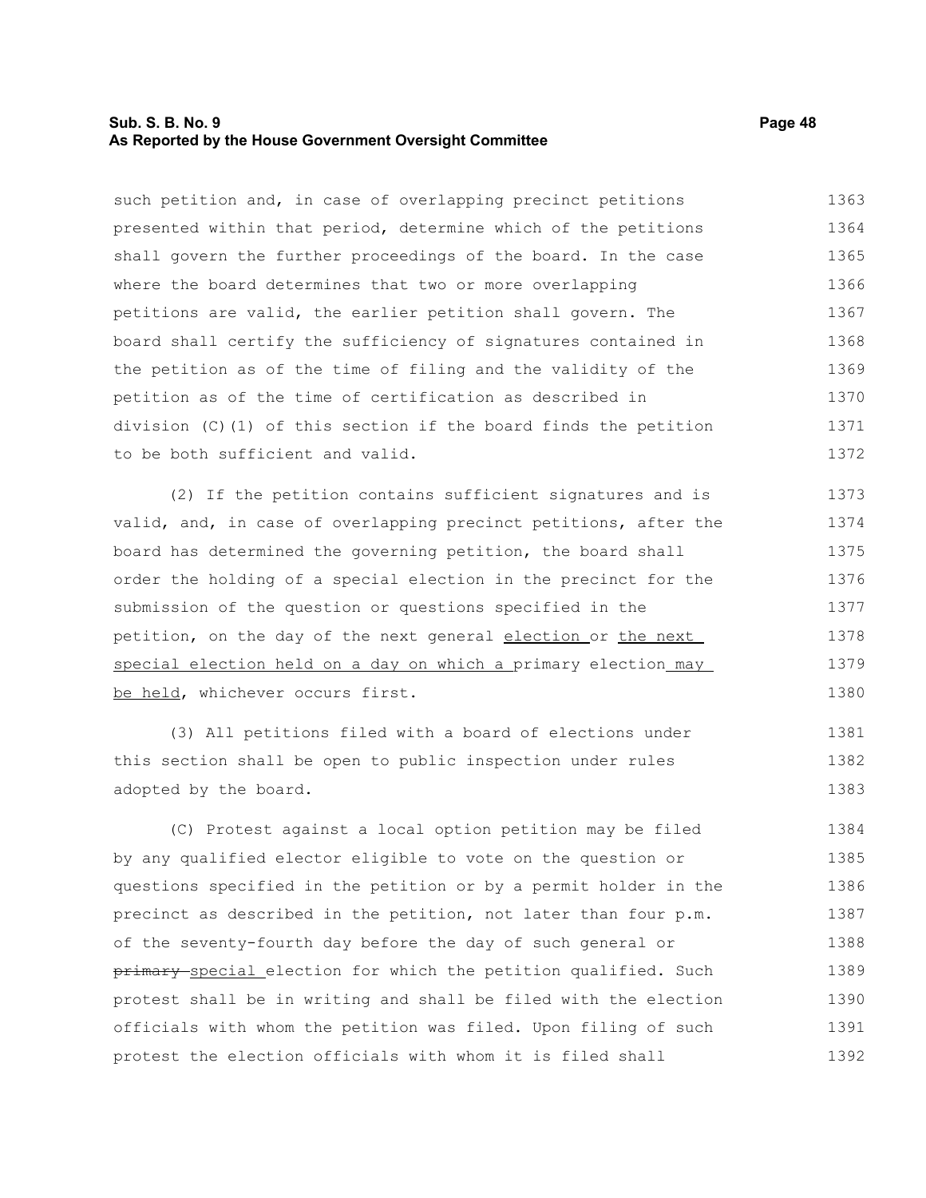such petition and, in case of overlapping precinct petitions presented within that period, determine which of the petitions shall govern the further proceedings of the board. In the case where the board determines that two or more overlapping petitions are valid, the earlier petition shall govern. The board shall certify the sufficiency of signatures contained in the petition as of the time of filing and the validity of the petition as of the time of certification as described in division (C)(1) of this section if the board finds the petition to be both sufficient and valid.

(2) If the petition contains sufficient signatures and is valid, and, in case of overlapping precinct petitions, after the board has determined the governing petition, the board shall order the holding of a special election in the precinct for the submission of the question or questions specified in the petition, on the day of the next general election or the next special election held on a day on which a primary election may be held, whichever occurs first.

(3) All petitions filed with a board of elections under this section shall be open to public inspection under rules adopted by the board.

(C) Protest against a local option petition may be filed by any qualified elector eligible to vote on the question or questions specified in the petition or by a permit holder in the precinct as described in the petition, not later than four p.m. of the seventy-fourth day before the day of such general or ~~primary~~ special election for which the petition qualified. Such protest shall be in writing and shall be filed with the election officials with whom the petition was filed. Upon filing of such protest the election officials with whom it is filed shall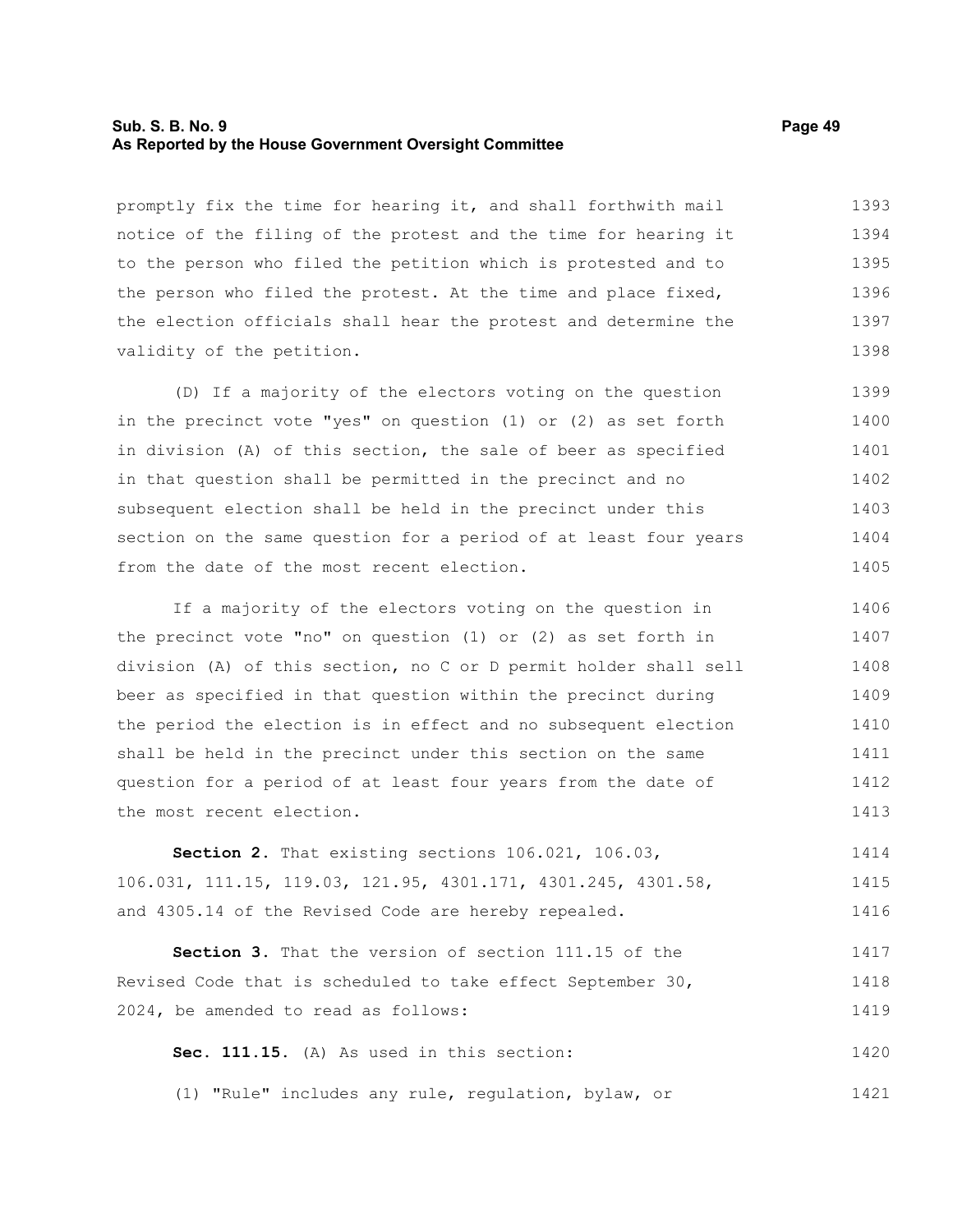promptly fix the time for hearing it, and shall forthwith mail notice of the filing of the protest and the time for hearing it to the person who filed the petition which is protested and to the person who filed the protest. At the time and place fixed, the election officials shall hear the protest and determine the validity of the petition.

(D) If a majority of the electors voting on the question in the precinct vote "yes" on question (1) or (2) as set forth in division (A) of this section, the sale of beer as specified in that question shall be permitted in the precinct and no subsequent election shall be held in the precinct under this section on the same question for a period of at least four years from the date of the most recent election.

If a majority of the electors voting on the question in the precinct vote "no" on question (1) or (2) as set forth in division (A) of this section, no C or D permit holder shall sell beer as specified in that question within the precinct during the period the election is in effect and no subsequent election shall be held in the precinct under this section on the same question for a period of at least four years from the date of the most recent election.

**Section 2.** That existing sections 106.021, 106.03, 106.031, 111.15, 119.03, 121.95, 4301.171, 4301.245, 4301.58, and 4305.14 of the Revised Code are hereby repealed.

**Section 3.** That the version of section 111.15 of the Revised Code that is scheduled to take effect September 30, 2024, be amended to read as follows:

**Sec. 111.15.** (A) As used in this section:

(1) "Rule" includes any rule, regulation, bylaw, or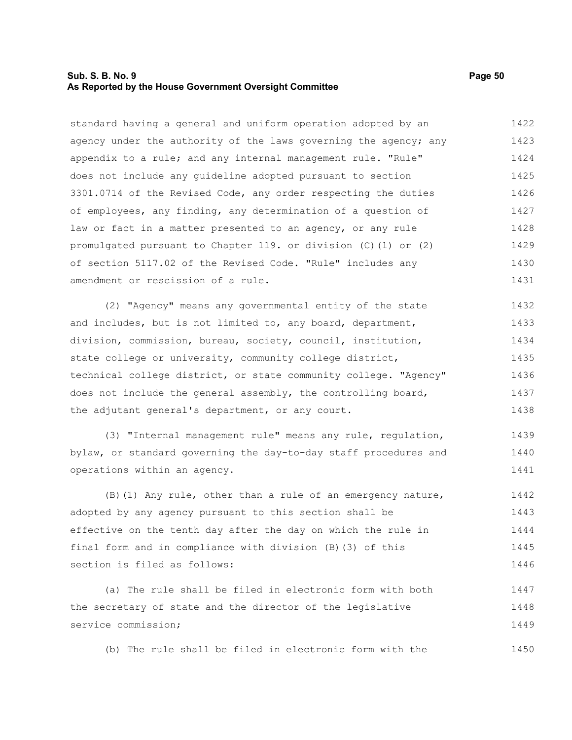standard having a general and uniform operation adopted by an agency under the authority of the laws governing the agency; any appendix to a rule; and any internal management rule. "Rule" does not include any guideline adopted pursuant to section 3301.0714 of the Revised Code, any order respecting the duties of employees, any finding, any determination of a question of law or fact in a matter presented to an agency, or any rule promulgated pursuant to Chapter 119. or division (C)(1) or (2) of section 5117.02 of the Revised Code. "Rule" includes any amendment or rescission of a rule.

(2) "Agency" means any governmental entity of the state and includes, but is not limited to, any board, department, division, commission, bureau, society, council, institution, state college or university, community college district, technical college district, or state community college. "Agency" does not include the general assembly, the controlling board, the adjutant general's department, or any court.

(3) "Internal management rule" means any rule, regulation, bylaw, or standard governing the day-to-day staff procedures and operations within an agency.

(B)(1) Any rule, other than a rule of an emergency nature, adopted by any agency pursuant to this section shall be effective on the tenth day after the day on which the rule in final form and in compliance with division (B)(3) of this section is filed as follows:

(a) The rule shall be filed in electronic form with both the secretary of state and the director of the legislative service commission;

(b) The rule shall be filed in electronic form with the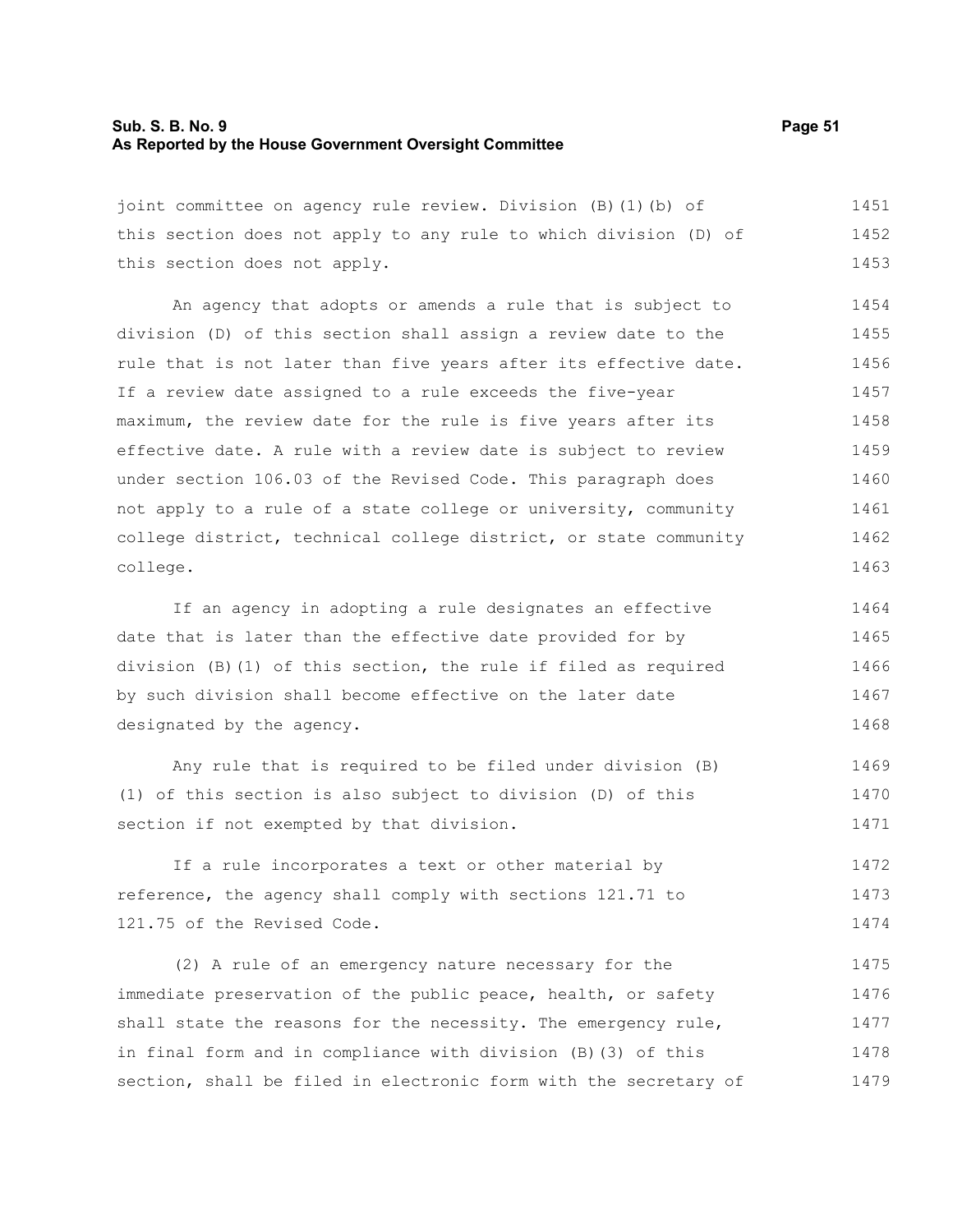joint committee on agency rule review. Division (B)(1)(b) of this section does not apply to any rule to which division (D) of this section does not apply.

An agency that adopts or amends a rule that is subject to division (D) of this section shall assign a review date to the rule that is not later than five years after its effective date. If a review date assigned to a rule exceeds the five-year maximum, the review date for the rule is five years after its effective date. A rule with a review date is subject to review under section 106.03 of the Revised Code. This paragraph does not apply to a rule of a state college or university, community college district, technical college district, or state community college.

If an agency in adopting a rule designates an effective date that is later than the effective date provided for by division (B)(1) of this section, the rule if filed as required by such division shall become effective on the later date designated by the agency.

Any rule that is required to be filed under division (B)(1) of this section is also subject to division (D) of this section if not exempted by that division.

If a rule incorporates a text or other material by reference, the agency shall comply with sections 121.71 to 121.75 of the Revised Code.

(2) A rule of an emergency nature necessary for the immediate preservation of the public peace, health, or safety shall state the reasons for the necessity. The emergency rule, in final form and in compliance with division (B)(3) of this section, shall be filed in electronic form with the secretary of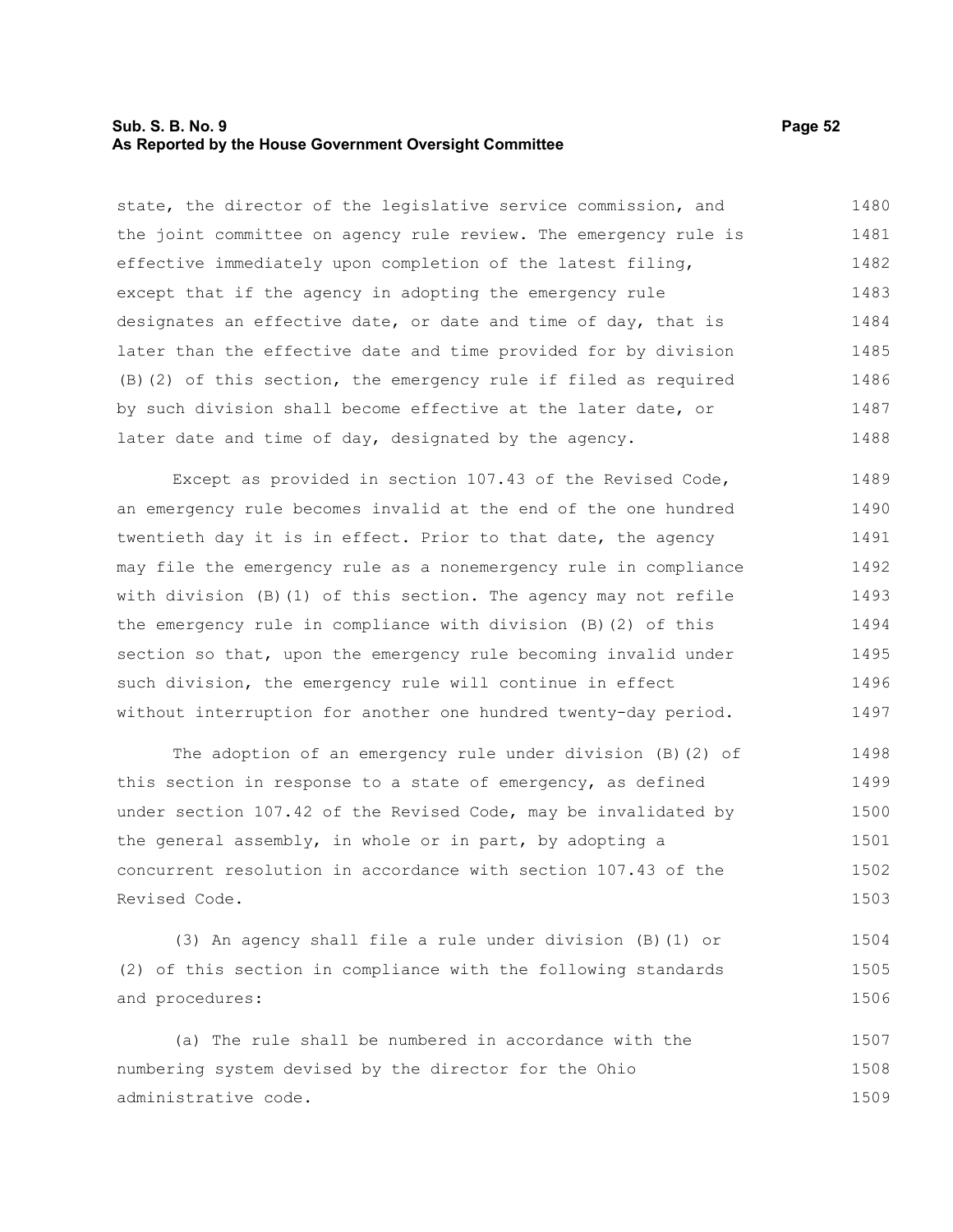state, the director of the legislative service commission, and the joint committee on agency rule review. The emergency rule is effective immediately upon completion of the latest filing, except that if the agency in adopting the emergency rule designates an effective date, or date and time of day, that is later than the effective date and time provided for by division (B)(2) of this section, the emergency rule if filed as required by such division shall become effective at the later date, or later date and time of day, designated by the agency.

Except as provided in section 107.43 of the Revised Code, an emergency rule becomes invalid at the end of the one hundred twentieth day it is in effect. Prior to that date, the agency may file the emergency rule as a nonemergency rule in compliance with division (B)(1) of this section. The agency may not refile the emergency rule in compliance with division (B)(2) of this section so that, upon the emergency rule becoming invalid under such division, the emergency rule will continue in effect without interruption for another one hundred twenty-day period.

The adoption of an emergency rule under division (B)(2) of this section in response to a state of emergency, as defined under section 107.42 of the Revised Code, may be invalidated by the general assembly, in whole or in part, by adopting a concurrent resolution in accordance with section 107.43 of the Revised Code.

(3) An agency shall file a rule under division (B)(1) or (2) of this section in compliance with the following standards and procedures:

(a) The rule shall be numbered in accordance with the numbering system devised by the director for the Ohio administrative code.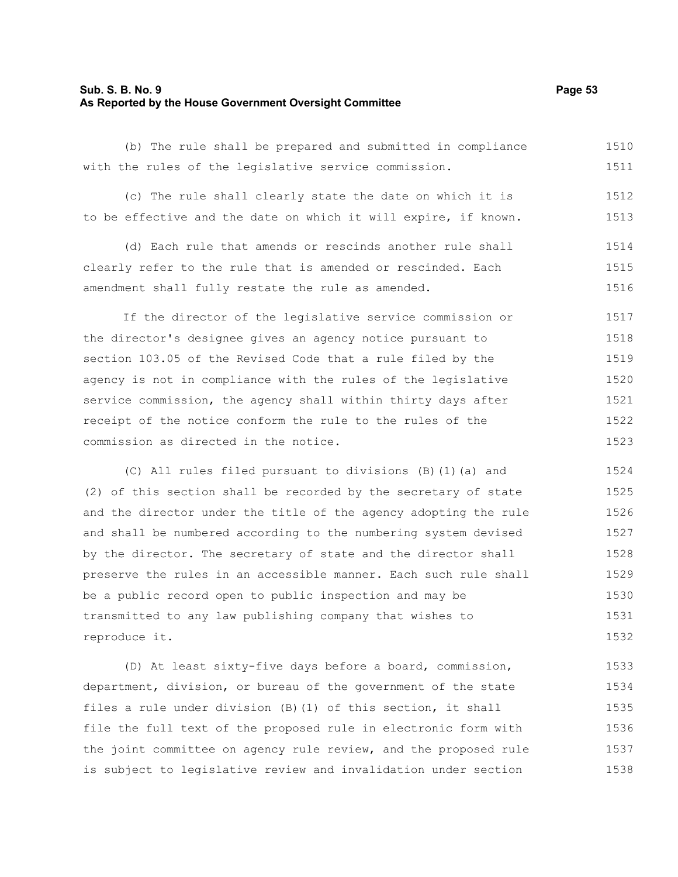(b) The rule shall be prepared and submitted in compliance with the rules of the legislative service commission.

(c) The rule shall clearly state the date on which it is to be effective and the date on which it will expire, if known.

(d) Each rule that amends or rescinds another rule shall clearly refer to the rule that is amended or rescinded. Each amendment shall fully restate the rule as amended.

If the director of the legislative service commission or the director's designee gives an agency notice pursuant to section 103.05 of the Revised Code that a rule filed by the agency is not in compliance with the rules of the legislative service commission, the agency shall within thirty days after receipt of the notice conform the rule to the rules of the commission as directed in the notice.

(C) All rules filed pursuant to divisions (B)(1)(a) and (2) of this section shall be recorded by the secretary of state and the director under the title of the agency adopting the rule and shall be numbered according to the numbering system devised by the director. The secretary of state and the director shall preserve the rules in an accessible manner. Each such rule shall be a public record open to public inspection and may be transmitted to any law publishing company that wishes to reproduce it.

(D) At least sixty-five days before a board, commission, department, division, or bureau of the government of the state files a rule under division (B)(1) of this section, it shall file the full text of the proposed rule in electronic form with the joint committee on agency rule review, and the proposed rule is subject to legislative review and invalidation under section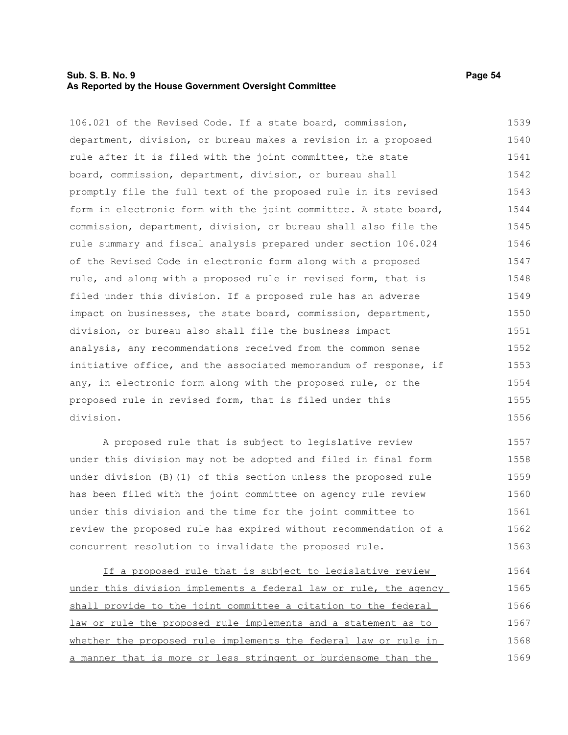106.021 of the Revised Code. If a state board, commission, department, division, or bureau makes a revision in a proposed rule after it is filed with the joint committee, the state board, commission, department, division, or bureau shall promptly file the full text of the proposed rule in its revised form in electronic form with the joint committee. A state board, commission, department, division, or bureau shall also file the rule summary and fiscal analysis prepared under section 106.024 of the Revised Code in electronic form along with a proposed rule, and along with a proposed rule in revised form, that is filed under this division. If a proposed rule has an adverse impact on businesses, the state board, commission, department, division, or bureau also shall file the business impact analysis, any recommendations received from the common sense initiative office, and the associated memorandum of response, if any, in electronic form along with the proposed rule, or the proposed rule in revised form, that is filed under this division.

A proposed rule that is subject to legislative review under this division may not be adopted and filed in final form under division (B)(1) of this section unless the proposed rule has been filed with the joint committee on agency rule review under this division and the time for the joint committee to review the proposed rule has expired without recommendation of a concurrent resolution to invalidate the proposed rule.

<u>If a proposed rule that is subject to legislative review under this division implements a federal law or rule, the agency shall provide to the joint committee a citation to the federal law or rule the proposed rule implements and a statement as to whether the proposed rule implements the federal law or rule in a manner that is more or less stringent or burdensome than the</u>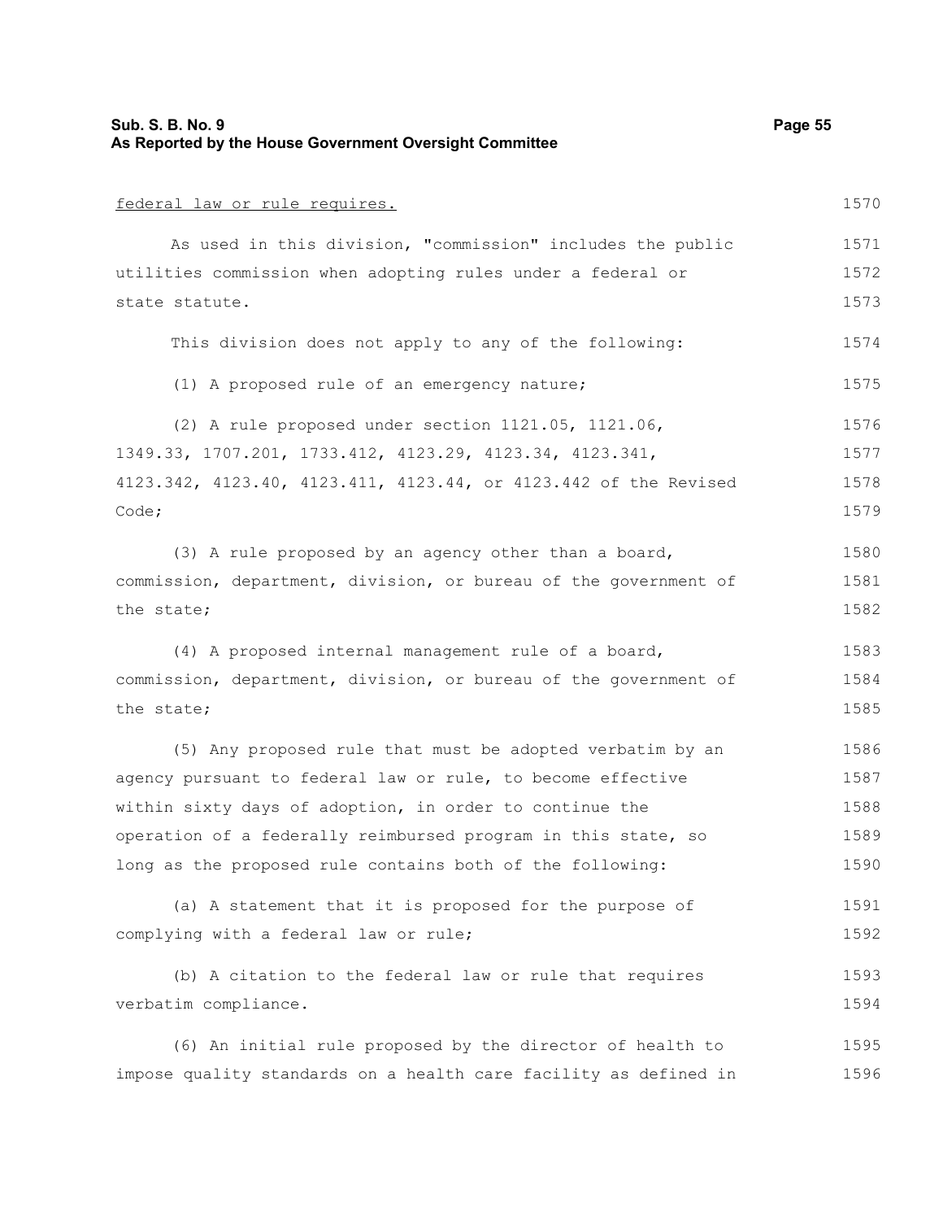federal law or rule requires.

As used in this division, "commission" includes the public utilities commission when adopting rules under a federal or state statute.

This division does not apply to any of the following:

(1) A proposed rule of an emergency nature;

(2) A rule proposed under section 1121.05, 1121.06, 1349.33, 1707.201, 1733.412, 4123.29, 4123.34, 4123.341, 4123.342, 4123.40, 4123.411, 4123.44, or 4123.442 of the Revised Code;

(3) A rule proposed by an agency other than a board, commission, department, division, or bureau of the government of the state;

(4) A proposed internal management rule of a board, commission, department, division, or bureau of the government of the state;

(5) Any proposed rule that must be adopted verbatim by an agency pursuant to federal law or rule, to become effective within sixty days of adoption, in order to continue the operation of a federally reimbursed program in this state, so long as the proposed rule contains both of the following:

(a) A statement that it is proposed for the purpose of complying with a federal law or rule;

(b) A citation to the federal law or rule that requires verbatim compliance.

(6) An initial rule proposed by the director of health to impose quality standards on a health care facility as defined in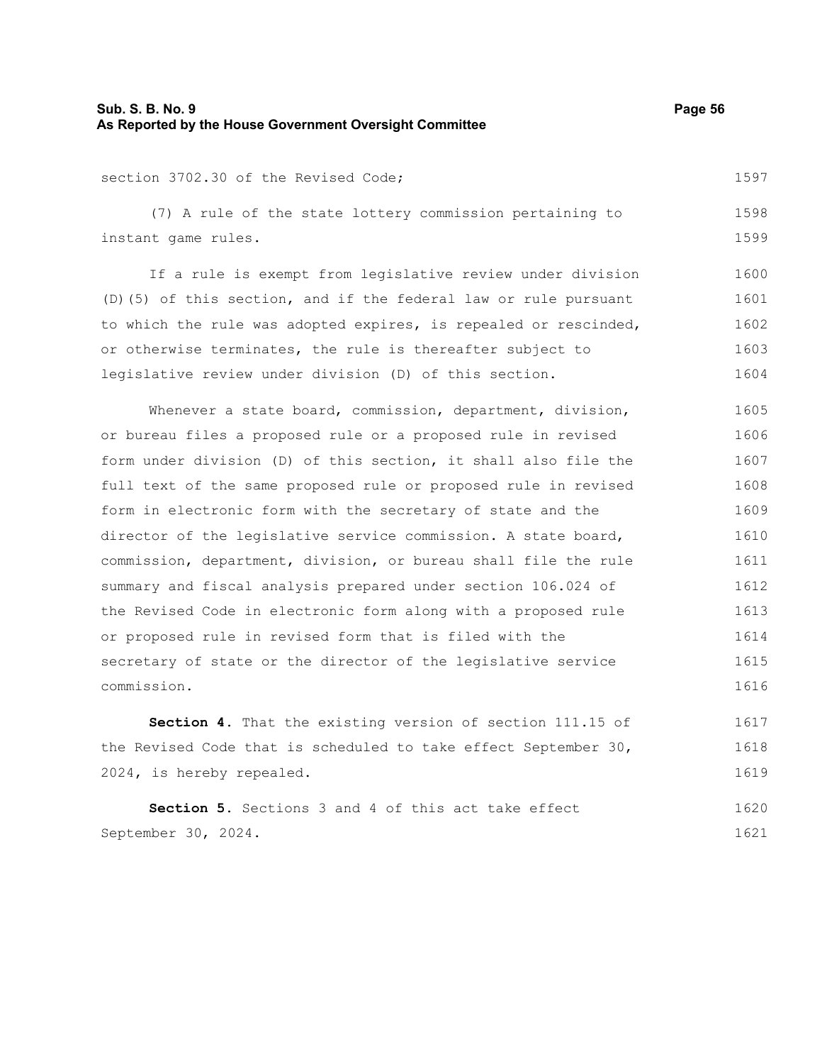section 3702.30 of the Revised Code;

(7) A rule of the state lottery commission pertaining to instant game rules.

If a rule is exempt from legislative review under division (D)(5) of this section, and if the federal law or rule pursuant to which the rule was adopted expires, is repealed or rescinded, or otherwise terminates, the rule is thereafter subject to legislative review under division (D) of this section.

Whenever a state board, commission, department, division, or bureau files a proposed rule or a proposed rule in revised form under division (D) of this section, it shall also file the full text of the same proposed rule or proposed rule in revised form in electronic form with the secretary of state and the director of the legislative service commission. A state board, commission, department, division, or bureau shall file the rule summary and fiscal analysis prepared under section 106.024 of the Revised Code in electronic form along with a proposed rule or proposed rule in revised form that is filed with the secretary of state or the director of the legislative service commission.

**Section 4.** That the existing version of section 111.15 of the Revised Code that is scheduled to take effect September 30, 2024, is hereby repealed.

**Section 5.** Sections 3 and 4 of this act take effect September 30, 2024.